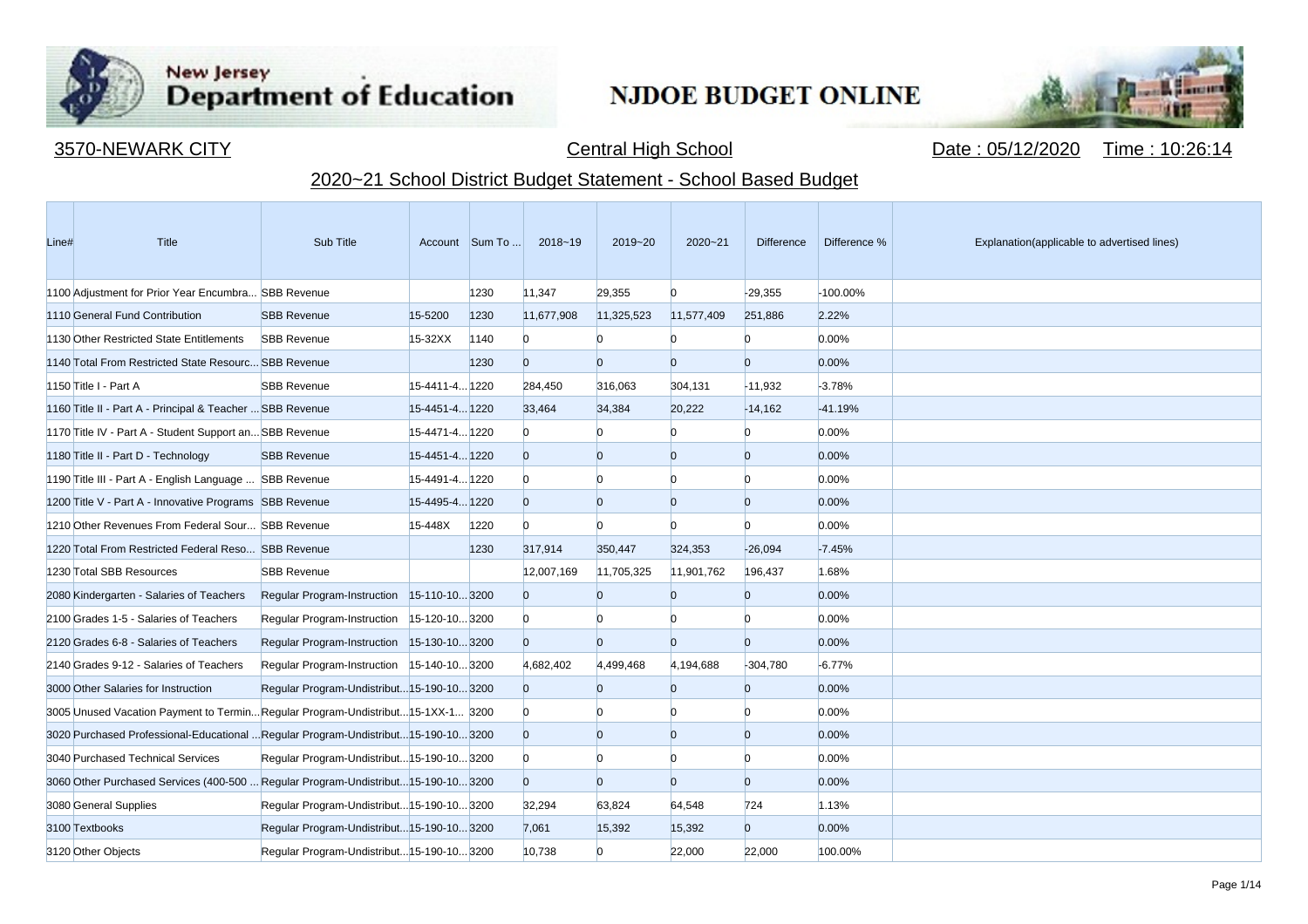New Jersey Department of Education

NJDOE BUDGET ONLINE

3570-NEWARK CITY

Central High School

Date : 05/12/2020 Time : 10:26:14

## 2020~21 School District Budget Statement - School Based Budget

| Line# | Title | Sub Title | Account | Sum To ... | 2018~19 | 2019~20 | 2020~21 | Difference | Difference % | Explanation(applicable to advertised lines) |
|---|---|---|---|---|---|---|---|---|---|---|
| 1100 | Adjustment for Prior Year Encumbra... | SBB Revenue | | 1230 | 11,347 | 29,355 | 0 | -29,355 | -100.00% | |
| 1110 | General Fund Contribution | SBB Revenue | 15-5200 | 1230 | 11,677,908 | 11,325,523 | 11,577,409 | 251,886 | 2.22% | |
| 1130 | Other Restricted State Entitlements | SBB Revenue | 15-32XX | 1140 | 0 | 0 | 0 | 0 | 0.00% | |
| 1140 | Total From Restricted State Resourc... | SBB Revenue | | 1230 | 0 | 0 | 0 | 0 | 0.00% | |
| 1150 | Title I - Part A | SBB Revenue | 15-4411-4... | 1220 | 284,450 | 316,063 | 304,131 | -11,932 | -3.78% | |
| 1160 | Title II - Part A - Principal & Teacher ... | SBB Revenue | 15-4451-4... | 1220 | 33,464 | 34,384 | 20,222 | -14,162 | -41.19% | |
| 1170 | Title IV - Part A - Student Support an... | SBB Revenue | 15-4471-4... | 1220 | 0 | 0 | 0 | 0 | 0.00% | |
| 1180 | Title II - Part D - Technology | SBB Revenue | 15-4451-4... | 1220 | 0 | 0 | 0 | 0 | 0.00% | |
| 1190 | Title III - Part A - English Language ... | SBB Revenue | 15-4491-4... | 1220 | 0 | 0 | 0 | 0 | 0.00% | |
| 1200 | Title V - Part A - Innovative Programs | SBB Revenue | 15-4495-4... | 1220 | 0 | 0 | 0 | 0 | 0.00% | |
| 1210 | Other Revenues From Federal Sour... | SBB Revenue | 15-448X | 1220 | 0 | 0 | 0 | 0 | 0.00% | |
| 1220 | Total From Restricted Federal Reso... | SBB Revenue | | 1230 | 317,914 | 350,447 | 324,353 | -26,094 | -7.45% | |
| 1230 | Total SBB Resources | SBB Revenue | | | 12,007,169 | 11,705,325 | 11,901,762 | 196,437 | 1.68% | |
| 2080 | Kindergarten - Salaries of Teachers | Regular Program-Instruction | 15-110-10... | 3200 | 0 | 0 | 0 | 0 | 0.00% | |
| 2100 | Grades 1-5 - Salaries of Teachers | Regular Program-Instruction | 15-120-10... | 3200 | 0 | 0 | 0 | 0 | 0.00% | |
| 2120 | Grades 6-8 - Salaries of Teachers | Regular Program-Instruction | 15-130-10... | 3200 | 0 | 0 | 0 | 0 | 0.00% | |
| 2140 | Grades 9-12 - Salaries of Teachers | Regular Program-Instruction | 15-140-10... | 3200 | 4,682,402 | 4,499,468 | 4,194,688 | -304,780 | -6.77% | |
| 3000 | Other Salaries for Instruction | Regular Program-Undistribut... | 15-190-10... | 3200 | 0 | 0 | 0 | 0 | 0.00% | |
| 3005 | Unused Vacation Payment to Termin... | Regular Program-Undistribut... | 15-1XX-1... | 3200 | 0 | 0 | 0 | 0 | 0.00% | |
| 3020 | Purchased Professional-Educational ... | Regular Program-Undistribut... | 15-190-10... | 3200 | 0 | 0 | 0 | 0 | 0.00% | |
| 3040 | Purchased Technical Services | Regular Program-Undistribut... | 15-190-10... | 3200 | 0 | 0 | 0 | 0 | 0.00% | |
| 3060 | Other Purchased Services (400-500 ... | Regular Program-Undistribut... | 15-190-10... | 3200 | 0 | 0 | 0 | 0 | 0.00% | |
| 3080 | General Supplies | Regular Program-Undistribut... | 15-190-10... | 3200 | 32,294 | 63,824 | 64,548 | 724 | 1.13% | |
| 3100 | Textbooks | Regular Program-Undistribut... | 15-190-10... | 3200 | 7,061 | 15,392 | 15,392 | 0 | 0.00% | |
| 3120 | Other Objects | Regular Program-Undistribut... | 15-190-10... | 3200 | 10,738 | 0 | 22,000 | 22,000 | 100.00% | |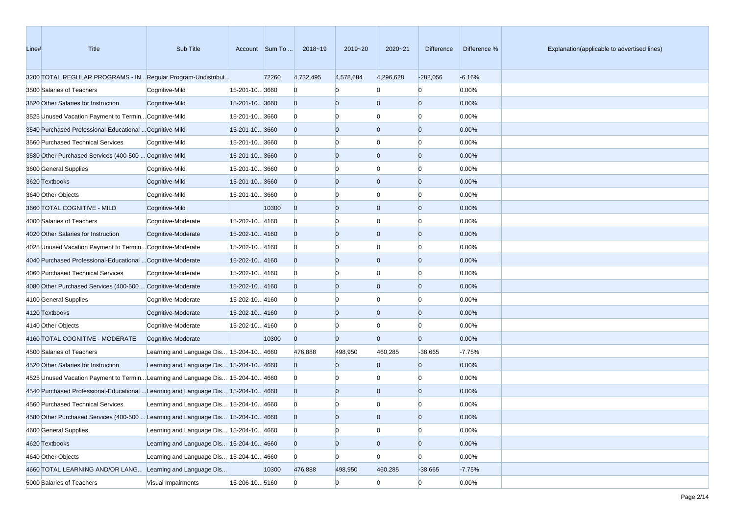| Line# | Title | Sub Title | Account | Sum To ... | 2018~19 | 2019~20 | 2020~21 | Difference | Difference % | Explanation(applicable to advertised lines) |
|---|---|---|---|---|---|---|---|---|---|---|
| 3200 | TOTAL REGULAR PROGRAMS - IN... | Regular Program-Undistribut... | | 72260 | 4,732,495 | 4,578,684 | 4,296,628 | -282,056 | -6.16% | |
| 3500 | Salaries of Teachers | Cognitive-Mild | 15-201-10... | 3660 | 0 | 0 | 0 | 0 | 0.00% | |
| 3520 | Other Salaries for Instruction | Cognitive-Mild | 15-201-10... | 3660 | 0 | 0 | 0 | 0 | 0.00% | |
| 3525 | Unused Vacation Payment to Termin... | Cognitive-Mild | 15-201-10... | 3660 | 0 | 0 | 0 | 0 | 0.00% | |
| 3540 | Purchased Professional-Educational ... | Cognitive-Mild | 15-201-10... | 3660 | 0 | 0 | 0 | 0 | 0.00% | |
| 3560 | Purchased Technical Services | Cognitive-Mild | 15-201-10... | 3660 | 0 | 0 | 0 | 0 | 0.00% | |
| 3580 | Other Purchased Services (400-500 ... | Cognitive-Mild | 15-201-10... | 3660 | 0 | 0 | 0 | 0 | 0.00% | |
| 3600 | General Supplies | Cognitive-Mild | 15-201-10... | 3660 | 0 | 0 | 0 | 0 | 0.00% | |
| 3620 | Textbooks | Cognitive-Mild | 15-201-10... | 3660 | 0 | 0 | 0 | 0 | 0.00% | |
| 3640 | Other Objects | Cognitive-Mild | 15-201-10... | 3660 | 0 | 0 | 0 | 0 | 0.00% | |
| 3660 | TOTAL COGNITIVE - MILD | Cognitive-Mild | | 10300 | 0 | 0 | 0 | 0 | 0.00% | |
| 4000 | Salaries of Teachers | Cognitive-Moderate | 15-202-10... | 4160 | 0 | 0 | 0 | 0 | 0.00% | |
| 4020 | Other Salaries for Instruction | Cognitive-Moderate | 15-202-10... | 4160 | 0 | 0 | 0 | 0 | 0.00% | |
| 4025 | Unused Vacation Payment to Termin... | Cognitive-Moderate | 15-202-10... | 4160 | 0 | 0 | 0 | 0 | 0.00% | |
| 4040 | Purchased Professional-Educational ... | Cognitive-Moderate | 15-202-10... | 4160 | 0 | 0 | 0 | 0 | 0.00% | |
| 4060 | Purchased Technical Services | Cognitive-Moderate | 15-202-10... | 4160 | 0 | 0 | 0 | 0 | 0.00% | |
| 4080 | Other Purchased Services (400-500 ... | Cognitive-Moderate | 15-202-10... | 4160 | 0 | 0 | 0 | 0 | 0.00% | |
| 4100 | General Supplies | Cognitive-Moderate | 15-202-10... | 4160 | 0 | 0 | 0 | 0 | 0.00% | |
| 4120 | Textbooks | Cognitive-Moderate | 15-202-10... | 4160 | 0 | 0 | 0 | 0 | 0.00% | |
| 4140 | Other Objects | Cognitive-Moderate | 15-202-10... | 4160 | 0 | 0 | 0 | 0 | 0.00% | |
| 4160 | TOTAL COGNITIVE - MODERATE | Cognitive-Moderate | | 10300 | 0 | 0 | 0 | 0 | 0.00% | |
| 4500 | Salaries of Teachers | Learning and Language Dis... | 15-204-10... | 4660 | 476,888 | 498,950 | 460,285 | -38,665 | -7.75% | |
| 4520 | Other Salaries for Instruction | Learning and Language Dis... | 15-204-10... | 4660 | 0 | 0 | 0 | 0 | 0.00% | |
| 4525 | Unused Vacation Payment to Termin... | Learning and Language Dis... | 15-204-10... | 4660 | 0 | 0 | 0 | 0 | 0.00% | |
| 4540 | Purchased Professional-Educational ... | Learning and Language Dis... | 15-204-10... | 4660 | 0 | 0 | 0 | 0 | 0.00% | |
| 4560 | Purchased Technical Services | Learning and Language Dis... | 15-204-10... | 4660 | 0 | 0 | 0 | 0 | 0.00% | |
| 4580 | Other Purchased Services (400-500 ... | Learning and Language Dis... | 15-204-10... | 4660 | 0 | 0 | 0 | 0 | 0.00% | |
| 4600 | General Supplies | Learning and Language Dis... | 15-204-10... | 4660 | 0 | 0 | 0 | 0 | 0.00% | |
| 4620 | Textbooks | Learning and Language Dis... | 15-204-10... | 4660 | 0 | 0 | 0 | 0 | 0.00% | |
| 4640 | Other Objects | Learning and Language Dis... | 15-204-10... | 4660 | 0 | 0 | 0 | 0 | 0.00% | |
| 4660 | TOTAL LEARNING AND/OR LANG... | Learning and Language Dis... | | 10300 | 476,888 | 498,950 | 460,285 | -38,665 | -7.75% | |
| 5000 | Salaries of Teachers | Visual Impairments | 15-206-10... | 5160 | 0 | 0 | 0 | 0 | 0.00% | |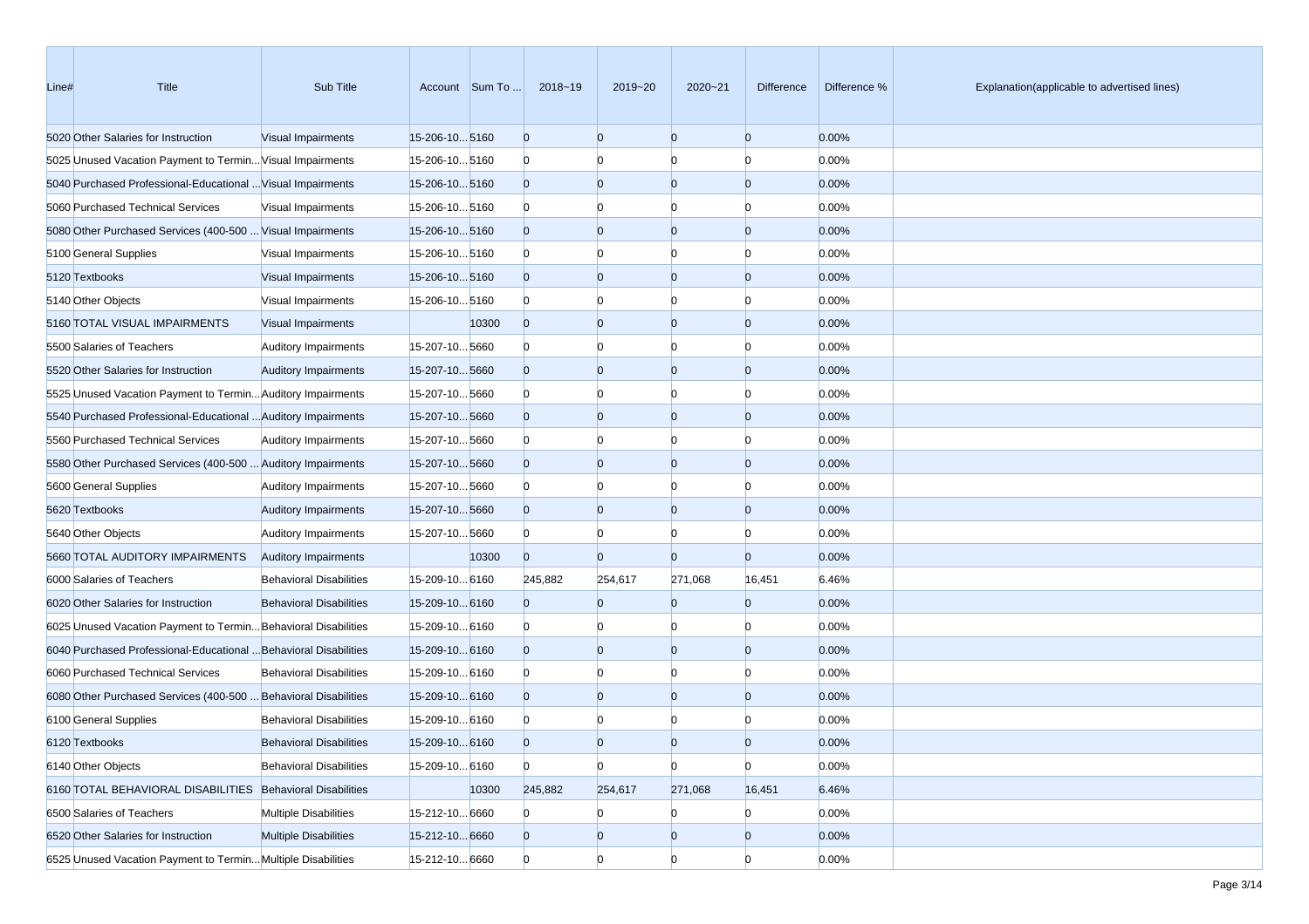| Line# | Title | Sub Title | Account | Sum To ... | 2018~19 | 2019~20 | 2020~21 | Difference | Difference % | Explanation(applicable to advertised lines) |
|---|---|---|---|---|---|---|---|---|---|---|
| 5020 | Other Salaries for Instruction | Visual Impairments | 15-206-10... | 5160 | 0 | 0 | 0 | 0 | 0.00% | |
| 5025 | Unused Vacation Payment to Termin... | Visual Impairments | 15-206-10... | 5160 | 0 | 0 | 0 | 0 | 0.00% | |
| 5040 | Purchased Professional-Educational ... | Visual Impairments | 15-206-10... | 5160 | 0 | 0 | 0 | 0 | 0.00% | |
| 5060 | Purchased Technical Services | Visual Impairments | 15-206-10... | 5160 | 0 | 0 | 0 | 0 | 0.00% | |
| 5080 | Other Purchased Services (400-500 ... | Visual Impairments | 15-206-10... | 5160 | 0 | 0 | 0 | 0 | 0.00% | |
| 5100 | General Supplies | Visual Impairments | 15-206-10... | 5160 | 0 | 0 | 0 | 0 | 0.00% | |
| 5120 | Textbooks | Visual Impairments | 15-206-10... | 5160 | 0 | 0 | 0 | 0 | 0.00% | |
| 5140 | Other Objects | Visual Impairments | 15-206-10... | 5160 | 0 | 0 | 0 | 0 | 0.00% | |
| 5160 | TOTAL VISUAL IMPAIRMENTS | Visual Impairments | | 10300 | 0 | 0 | 0 | 0 | 0.00% | |
| 5500 | Salaries of Teachers | Auditory Impairments | 15-207-10... | 5660 | 0 | 0 | 0 | 0 | 0.00% | |
| 5520 | Other Salaries for Instruction | Auditory Impairments | 15-207-10... | 5660 | 0 | 0 | 0 | 0 | 0.00% | |
| 5525 | Unused Vacation Payment to Termin... | Auditory Impairments | 15-207-10... | 5660 | 0 | 0 | 0 | 0 | 0.00% | |
| 5540 | Purchased Professional-Educational ... | Auditory Impairments | 15-207-10... | 5660 | 0 | 0 | 0 | 0 | 0.00% | |
| 5560 | Purchased Technical Services | Auditory Impairments | 15-207-10... | 5660 | 0 | 0 | 0 | 0 | 0.00% | |
| 5580 | Other Purchased Services (400-500 ... | Auditory Impairments | 15-207-10... | 5660 | 0 | 0 | 0 | 0 | 0.00% | |
| 5600 | General Supplies | Auditory Impairments | 15-207-10... | 5660 | 0 | 0 | 0 | 0 | 0.00% | |
| 5620 | Textbooks | Auditory Impairments | 15-207-10... | 5660 | 0 | 0 | 0 | 0 | 0.00% | |
| 5640 | Other Objects | Auditory Impairments | 15-207-10... | 5660 | 0 | 0 | 0 | 0 | 0.00% | |
| 5660 | TOTAL AUDITORY IMPAIRMENTS | Auditory Impairments | | 10300 | 0 | 0 | 0 | 0 | 0.00% | |
| 6000 | Salaries of Teachers | Behavioral Disabilities | 15-209-10... | 6160 | 245,882 | 254,617 | 271,068 | 16,451 | 6.46% | |
| 6020 | Other Salaries for Instruction | Behavioral Disabilities | 15-209-10... | 6160 | 0 | 0 | 0 | 0 | 0.00% | |
| 6025 | Unused Vacation Payment to Termin... | Behavioral Disabilities | 15-209-10... | 6160 | 0 | 0 | 0 | 0 | 0.00% | |
| 6040 | Purchased Professional-Educational ... | Behavioral Disabilities | 15-209-10... | 6160 | 0 | 0 | 0 | 0 | 0.00% | |
| 6060 | Purchased Technical Services | Behavioral Disabilities | 15-209-10... | 6160 | 0 | 0 | 0 | 0 | 0.00% | |
| 6080 | Other Purchased Services (400-500 ... | Behavioral Disabilities | 15-209-10... | 6160 | 0 | 0 | 0 | 0 | 0.00% | |
| 6100 | General Supplies | Behavioral Disabilities | 15-209-10... | 6160 | 0 | 0 | 0 | 0 | 0.00% | |
| 6120 | Textbooks | Behavioral Disabilities | 15-209-10... | 6160 | 0 | 0 | 0 | 0 | 0.00% | |
| 6140 | Other Objects | Behavioral Disabilities | 15-209-10... | 6160 | 0 | 0 | 0 | 0 | 0.00% | |
| 6160 | TOTAL BEHAVIORAL DISABILITIES | Behavioral Disabilities | | 10300 | 245,882 | 254,617 | 271,068 | 16,451 | 6.46% | |
| 6500 | Salaries of Teachers | Multiple Disabilities | 15-212-10... | 6660 | 0 | 0 | 0 | 0 | 0.00% | |
| 6520 | Other Salaries for Instruction | Multiple Disabilities | 15-212-10... | 6660 | 0 | 0 | 0 | 0 | 0.00% | |
| 6525 | Unused Vacation Payment to Termin... | Multiple Disabilities | 15-212-10... | 6660 | 0 | 0 | 0 | 0 | 0.00% | |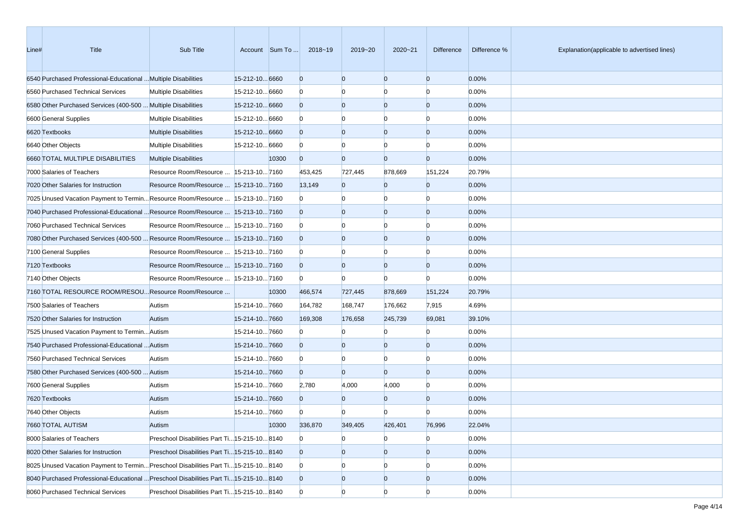| Line# | Title | Sub Title | Account | Sum To ... | 2018~19 | 2019~20 | 2020~21 | Difference | Difference % | Explanation(applicable to advertised lines) |
|---|---|---|---|---|---|---|---|---|---|---|
| 6540 | Purchased Professional-Educational ... | Multiple Disabilities | 15-212-10... | 6660 | 0 | 0 | 0 | 0 | 0.00% | |
| 6560 | Purchased Technical Services | Multiple Disabilities | 15-212-10... | 6660 | 0 | 0 | 0 | 0 | 0.00% | |
| 6580 | Other Purchased Services (400-500 ... | Multiple Disabilities | 15-212-10... | 6660 | 0 | 0 | 0 | 0 | 0.00% | |
| 6600 | General Supplies | Multiple Disabilities | 15-212-10... | 6660 | 0 | 0 | 0 | 0 | 0.00% | |
| 6620 | Textbooks | Multiple Disabilities | 15-212-10... | 6660 | 0 | 0 | 0 | 0 | 0.00% | |
| 6640 | Other Objects | Multiple Disabilities | 15-212-10... | 6660 | 0 | 0 | 0 | 0 | 0.00% | |
| 6660 | TOTAL MULTIPLE DISABILITIES | Multiple Disabilities | | 10300 | 0 | 0 | 0 | 0 | 0.00% | |
| 7000 | Salaries of Teachers | Resource Room/Resource ... | 15-213-10... | 7160 | 453,425 | 727,445 | 878,669 | 151,224 | 20.79% | |
| 7020 | Other Salaries for Instruction | Resource Room/Resource ... | 15-213-10... | 7160 | 13,149 | 0 | 0 | 0 | 0.00% | |
| 7025 | Unused Vacation Payment to Termin... | Resource Room/Resource ... | 15-213-10... | 7160 | 0 | 0 | 0 | 0 | 0.00% | |
| 7040 | Purchased Professional-Educational ... | Resource Room/Resource ... | 15-213-10... | 7160 | 0 | 0 | 0 | 0 | 0.00% | |
| 7060 | Purchased Technical Services | Resource Room/Resource ... | 15-213-10... | 7160 | 0 | 0 | 0 | 0 | 0.00% | |
| 7080 | Other Purchased Services (400-500 ... | Resource Room/Resource ... | 15-213-10... | 7160 | 0 | 0 | 0 | 0 | 0.00% | |
| 7100 | General Supplies | Resource Room/Resource ... | 15-213-10... | 7160 | 0 | 0 | 0 | 0 | 0.00% | |
| 7120 | Textbooks | Resource Room/Resource ... | 15-213-10... | 7160 | 0 | 0 | 0 | 0 | 0.00% | |
| 7140 | Other Objects | Resource Room/Resource ... | 15-213-10... | 7160 | 0 | 0 | 0 | 0 | 0.00% | |
| 7160 | TOTAL RESOURCE ROOM/RESOU... | Resource Room/Resource ... | | 10300 | 466,574 | 727,445 | 878,669 | 151,224 | 20.79% | |
| 7500 | Salaries of Teachers | Autism | 15-214-10... | 7660 | 164,782 | 168,747 | 176,662 | 7,915 | 4.69% | |
| 7520 | Other Salaries for Instruction | Autism | 15-214-10... | 7660 | 169,308 | 176,658 | 245,739 | 69,081 | 39.10% | |
| 7525 | Unused Vacation Payment to Termin... | Autism | 15-214-10... | 7660 | 0 | 0 | 0 | 0 | 0.00% | |
| 7540 | Purchased Professional-Educational ... | Autism | 15-214-10... | 7660 | 0 | 0 | 0 | 0 | 0.00% | |
| 7560 | Purchased Technical Services | Autism | 15-214-10... | 7660 | 0 | 0 | 0 | 0 | 0.00% | |
| 7580 | Other Purchased Services (400-500 ... | Autism | 15-214-10... | 7660 | 0 | 0 | 0 | 0 | 0.00% | |
| 7600 | General Supplies | Autism | 15-214-10... | 7660 | 2,780 | 4,000 | 4,000 | 0 | 0.00% | |
| 7620 | Textbooks | Autism | 15-214-10... | 7660 | 0 | 0 | 0 | 0 | 0.00% | |
| 7640 | Other Objects | Autism | 15-214-10... | 7660 | 0 | 0 | 0 | 0 | 0.00% | |
| 7660 | TOTAL AUTISM | Autism | | 10300 | 336,870 | 349,405 | 426,401 | 76,996 | 22.04% | |
| 8000 | Salaries of Teachers | Preschool Disabilities Part Ti... | 15-215-10... | 8140 | 0 | 0 | 0 | 0 | 0.00% | |
| 8020 | Other Salaries for Instruction | Preschool Disabilities Part Ti... | 15-215-10... | 8140 | 0 | 0 | 0 | 0 | 0.00% | |
| 8025 | Unused Vacation Payment to Termin... | Preschool Disabilities Part Ti... | 15-215-10... | 8140 | 0 | 0 | 0 | 0 | 0.00% | |
| 8040 | Purchased Professional-Educational ... | Preschool Disabilities Part Ti... | 15-215-10... | 8140 | 0 | 0 | 0 | 0 | 0.00% | |
| 8060 | Purchased Technical Services | Preschool Disabilities Part Ti... | 15-215-10... | 8140 | 0 | 0 | 0 | 0 | 0.00% | |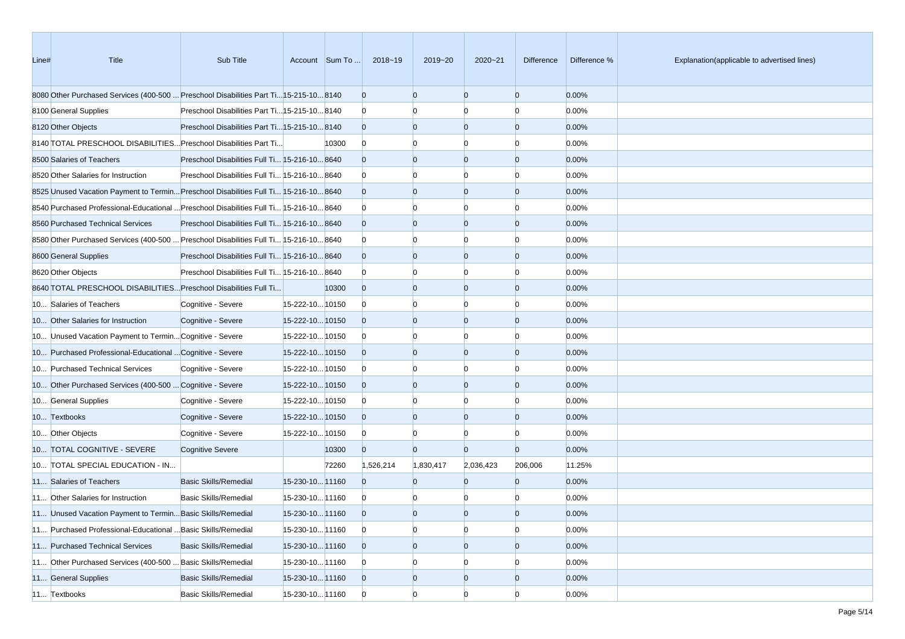| Line# | Title | Sub Title | Account | Sum To ... | 2018~19 | 2019~20 | 2020~21 | Difference | Difference % | Explanation(applicable to advertised lines) |
| --- | --- | --- | --- | --- | --- | --- | --- | --- | --- | --- |
| 8080 | Other Purchased Services (400-500 ... | Preschool Disabilities Part Ti... | 15-215-10... | 8140 | 0 | 0 | 0 | 0 | 0.00% | |
| 8100 | General Supplies | Preschool Disabilities Part Ti... | 15-215-10... | 8140 | 0 | 0 | 0 | 0 | 0.00% | |
| 8120 | Other Objects | Preschool Disabilities Part Ti... | 15-215-10... | 8140 | 0 | 0 | 0 | 0 | 0.00% | |
| 8140 | TOTAL PRESCHOOL DISABILITIES... | Preschool Disabilities Part Ti... | | 10300 | 0 | 0 | 0 | 0 | 0.00% | |
| 8500 | Salaries of Teachers | Preschool Disabilities Full Ti... | 15-216-10... | 8640 | 0 | 0 | 0 | 0 | 0.00% | |
| 8520 | Other Salaries for Instruction | Preschool Disabilities Full Ti... | 15-216-10... | 8640 | 0 | 0 | 0 | 0 | 0.00% | |
| 8525 | Unused Vacation Payment to Termin... | Preschool Disabilities Full Ti... | 15-216-10... | 8640 | 0 | 0 | 0 | 0 | 0.00% | |
| 8540 | Purchased Professional-Educational ... | Preschool Disabilities Full Ti... | 15-216-10... | 8640 | 0 | 0 | 0 | 0 | 0.00% | |
| 8560 | Purchased Technical Services | Preschool Disabilities Full Ti... | 15-216-10... | 8640 | 0 | 0 | 0 | 0 | 0.00% | |
| 8580 | Other Purchased Services (400-500 ... | Preschool Disabilities Full Ti... | 15-216-10... | 8640 | 0 | 0 | 0 | 0 | 0.00% | |
| 8600 | General Supplies | Preschool Disabilities Full Ti... | 15-216-10... | 8640 | 0 | 0 | 0 | 0 | 0.00% | |
| 8620 | Other Objects | Preschool Disabilities Full Ti... | 15-216-10... | 8640 | 0 | 0 | 0 | 0 | 0.00% | |
| 8640 | TOTAL PRESCHOOL DISABILITIES... | Preschool Disabilities Full Ti... | | 10300 | 0 | 0 | 0 | 0 | 0.00% | |
| 10... | Salaries of Teachers | Cognitive - Severe | 15-222-10... | 10150 | 0 | 0 | 0 | 0 | 0.00% | |
| 10... | Other Salaries for Instruction | Cognitive - Severe | 15-222-10... | 10150 | 0 | 0 | 0 | 0 | 0.00% | |
| 10... | Unused Vacation Payment to Termin... | Cognitive - Severe | 15-222-10... | 10150 | 0 | 0 | 0 | 0 | 0.00% | |
| 10... | Purchased Professional-Educational ... | Cognitive - Severe | 15-222-10... | 10150 | 0 | 0 | 0 | 0 | 0.00% | |
| 10... | Purchased Technical Services | Cognitive - Severe | 15-222-10... | 10150 | 0 | 0 | 0 | 0 | 0.00% | |
| 10... | Other Purchased Services (400-500 ... | Cognitive - Severe | 15-222-10... | 10150 | 0 | 0 | 0 | 0 | 0.00% | |
| 10... | General Supplies | Cognitive - Severe | 15-222-10... | 10150 | 0 | 0 | 0 | 0 | 0.00% | |
| 10... | Textbooks | Cognitive - Severe | 15-222-10... | 10150 | 0 | 0 | 0 | 0 | 0.00% | |
| 10... | Other Objects | Cognitive - Severe | 15-222-10... | 10150 | 0 | 0 | 0 | 0 | 0.00% | |
| 10... | TOTAL COGNITIVE - SEVERE | Cognitive Severe | | 10300 | 0 | 0 | 0 | 0 | 0.00% | |
| 10... | TOTAL SPECIAL EDUCATION - IN... | | | 72260 | 1,526,214 | 1,830,417 | 2,036,423 | 206,006 | 11.25% | |
| 11... | Salaries of Teachers | Basic Skills/Remedial | 15-230-10... | 11160 | 0 | 0 | 0 | 0 | 0.00% | |
| 11... | Other Salaries for Instruction | Basic Skills/Remedial | 15-230-10... | 11160 | 0 | 0 | 0 | 0 | 0.00% | |
| 11... | Unused Vacation Payment to Termin... | Basic Skills/Remedial | 15-230-10... | 11160 | 0 | 0 | 0 | 0 | 0.00% | |
| 11... | Purchased Professional-Educational ... | Basic Skills/Remedial | 15-230-10... | 11160 | 0 | 0 | 0 | 0 | 0.00% | |
| 11... | Purchased Technical Services | Basic Skills/Remedial | 15-230-10... | 11160 | 0 | 0 | 0 | 0 | 0.00% | |
| 11... | Other Purchased Services (400-500 ... | Basic Skills/Remedial | 15-230-10... | 11160 | 0 | 0 | 0 | 0 | 0.00% | |
| 11... | General Supplies | Basic Skills/Remedial | 15-230-10... | 11160 | 0 | 0 | 0 | 0 | 0.00% | |
| 11... | Textbooks | Basic Skills/Remedial | 15-230-10... | 11160 | 0 | 0 | 0 | 0 | 0.00% | |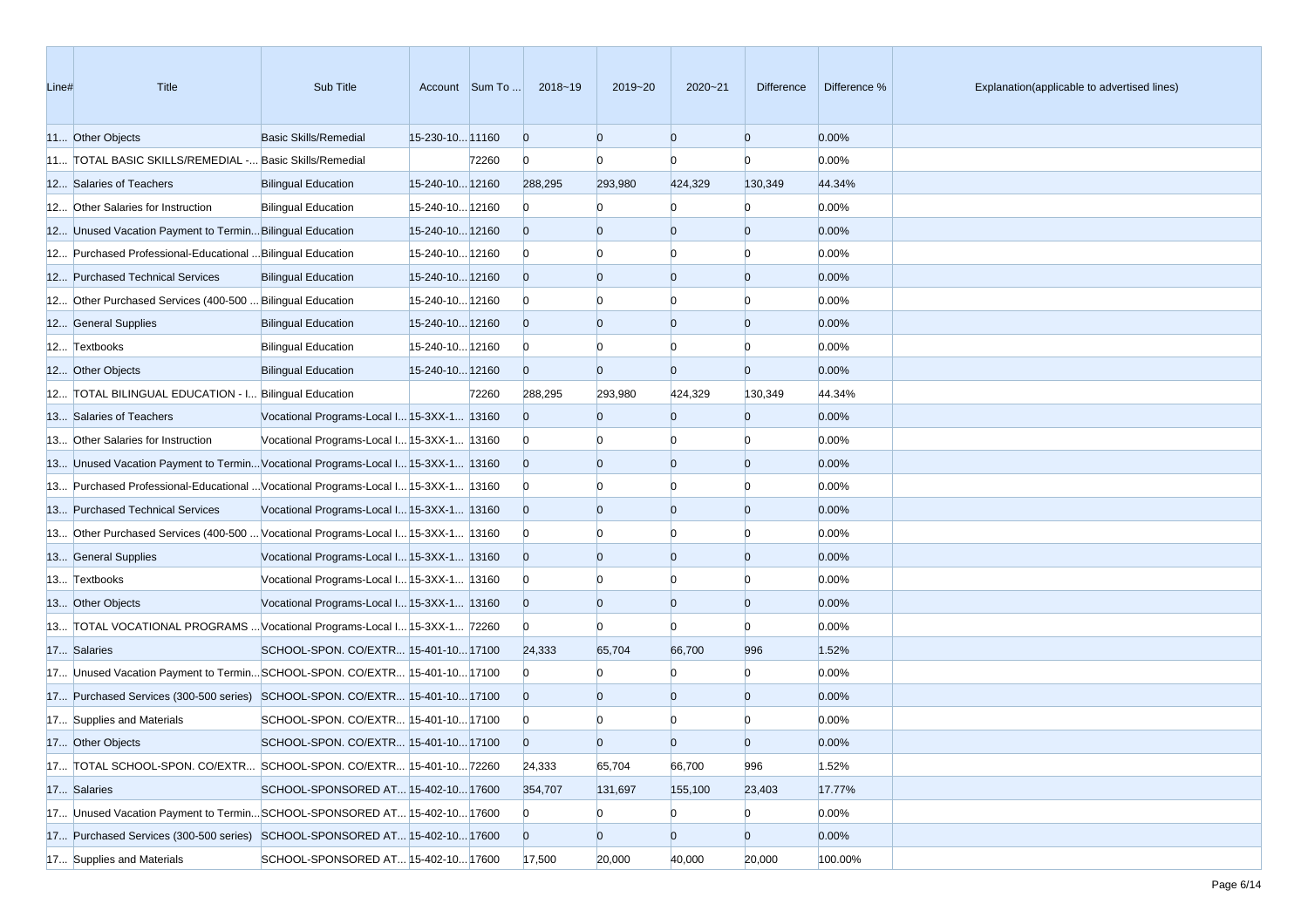| Line# | Title | Sub Title | Account | Sum To ... | 2018~19 | 2019~20 | 2020~21 | Difference | Difference % | Explanation(applicable to advertised lines) |
|---|---|---|---|---|---|---|---|---|---|---|
| 11... | Other Objects | Basic Skills/Remedial | 15-230-10... | 11160 | 0 | 0 | 0 | 0 | 0.00% | |
| 11... | TOTAL BASIC SKILLS/REMEDIAL -... | Basic Skills/Remedial | | 72260 | 0 | 0 | 0 | 0 | 0.00% | |
| 12... | Salaries of Teachers | Bilingual Education | 15-240-10... | 12160 | 288,295 | 293,980 | 424,329 | 130,349 | 44.34% | |
| 12... | Other Salaries for Instruction | Bilingual Education | 15-240-10... | 12160 | 0 | 0 | 0 | 0 | 0.00% | |
| 12... | Unused Vacation Payment to Termin... | Bilingual Education | 15-240-10... | 12160 | 0 | 0 | 0 | 0 | 0.00% | |
| 12... | Purchased Professional-Educational ... | Bilingual Education | 15-240-10... | 12160 | 0 | 0 | 0 | 0 | 0.00% | |
| 12... | Purchased Technical Services | Bilingual Education | 15-240-10... | 12160 | 0 | 0 | 0 | 0 | 0.00% | |
| 12... | Other Purchased Services (400-500 ... | Bilingual Education | 15-240-10... | 12160 | 0 | 0 | 0 | 0 | 0.00% | |
| 12... | General Supplies | Bilingual Education | 15-240-10... | 12160 | 0 | 0 | 0 | 0 | 0.00% | |
| 12... | Textbooks | Bilingual Education | 15-240-10... | 12160 | 0 | 0 | 0 | 0 | 0.00% | |
| 12... | Other Objects | Bilingual Education | 15-240-10... | 12160 | 0 | 0 | 0 | 0 | 0.00% | |
| 12... | TOTAL BILINGUAL EDUCATION - I... | Bilingual Education | | 72260 | 288,295 | 293,980 | 424,329 | 130,349 | 44.34% | |
| 13... | Salaries of Teachers | Vocational Programs-Local I... | 15-3XX-1... | 13160 | 0 | 0 | 0 | 0 | 0.00% | |
| 13... | Other Salaries for Instruction | Vocational Programs-Local I... | 15-3XX-1... | 13160 | 0 | 0 | 0 | 0 | 0.00% | |
| 13... | Unused Vacation Payment to Termin... | Vocational Programs-Local I... | 15-3XX-1... | 13160 | 0 | 0 | 0 | 0 | 0.00% | |
| 13... | Purchased Professional-Educational ... | Vocational Programs-Local I... | 15-3XX-1... | 13160 | 0 | 0 | 0 | 0 | 0.00% | |
| 13... | Purchased Technical Services | Vocational Programs-Local I... | 15-3XX-1... | 13160 | 0 | 0 | 0 | 0 | 0.00% | |
| 13... | Other Purchased Services (400-500 ... | Vocational Programs-Local I... | 15-3XX-1... | 13160 | 0 | 0 | 0 | 0 | 0.00% | |
| 13... | General Supplies | Vocational Programs-Local I... | 15-3XX-1... | 13160 | 0 | 0 | 0 | 0 | 0.00% | |
| 13... | Textbooks | Vocational Programs-Local I... | 15-3XX-1... | 13160 | 0 | 0 | 0 | 0 | 0.00% | |
| 13... | Other Objects | Vocational Programs-Local I... | 15-3XX-1... | 13160 | 0 | 0 | 0 | 0 | 0.00% | |
| 13... | TOTAL VOCATIONAL PROGRAMS ... | Vocational Programs-Local I... | 15-3XX-1... | 72260 | 0 | 0 | 0 | 0 | 0.00% | |
| 17... | Salaries | SCHOOL-SPON. CO/EXTR... | 15-401-10... | 17100 | 24,333 | 65,704 | 66,700 | 996 | 1.52% | |
| 17... | Unused Vacation Payment to Termin... | SCHOOL-SPON. CO/EXTR... | 15-401-10... | 17100 | 0 | 0 | 0 | 0 | 0.00% | |
| 17... | Purchased Services (300-500 series) | SCHOOL-SPON. CO/EXTR... | 15-401-10... | 17100 | 0 | 0 | 0 | 0 | 0.00% | |
| 17... | Supplies and Materials | SCHOOL-SPON. CO/EXTR... | 15-401-10... | 17100 | 0 | 0 | 0 | 0 | 0.00% | |
| 17... | Other Objects | SCHOOL-SPON. CO/EXTR... | 15-401-10... | 17100 | 0 | 0 | 0 | 0 | 0.00% | |
| 17... | TOTAL SCHOOL-SPON. CO/EXTR... | SCHOOL-SPON. CO/EXTR... | 15-401-10... | 72260 | 24,333 | 65,704 | 66,700 | 996 | 1.52% | |
| 17... | Salaries | SCHOOL-SPONSORED AT... | 15-402-10... | 17600 | 354,707 | 131,697 | 155,100 | 23,403 | 17.77% | |
| 17... | Unused Vacation Payment to Termin... | SCHOOL-SPONSORED AT... | 15-402-10... | 17600 | 0 | 0 | 0 | 0 | 0.00% | |
| 17... | Purchased Services (300-500 series) | SCHOOL-SPONSORED AT... | 15-402-10... | 17600 | 0 | 0 | 0 | 0 | 0.00% | |
| 17... | Supplies and Materials | SCHOOL-SPONSORED AT... | 15-402-10... | 17600 | 17,500 | 20,000 | 40,000 | 20,000 | 100.00% | |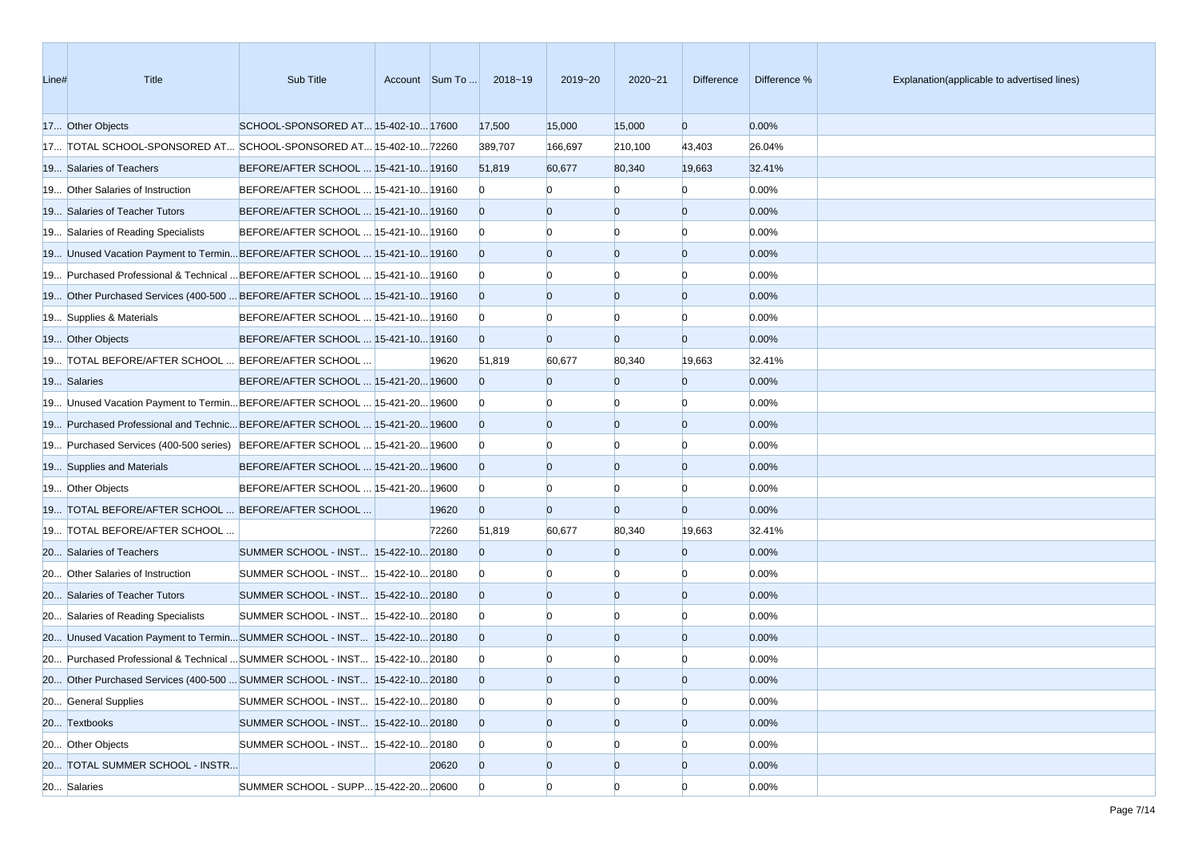| Line# | Title | Sub Title | Account | Sum To ... | 2018~19 | 2019~20 | 2020~21 | Difference | Difference % | Explanation(applicable to advertised lines) |
|---|---|---|---|---|---|---|---|---|---|---|
| 17... | Other Objects | SCHOOL-SPONSORED AT... | 15-402-10... | 17600 | 17,500 | 15,000 | 15,000 | 0 | 0.00% | |
| 17... | TOTAL SCHOOL-SPONSORED AT... | SCHOOL-SPONSORED AT... | 15-402-10... | 72260 | 389,707 | 166,697 | 210,100 | 43,403 | 26.04% | |
| 19... | Salaries of Teachers | BEFORE/AFTER SCHOOL ... | 15-421-10... | 19160 | 51,819 | 60,677 | 80,340 | 19,663 | 32.41% | |
| 19... | Other Salaries of Instruction | BEFORE/AFTER SCHOOL ... | 15-421-10... | 19160 | 0 | 0 | 0 | 0 | 0.00% | |
| 19... | Salaries of Teacher Tutors | BEFORE/AFTER SCHOOL ... | 15-421-10... | 19160 | 0 | 0 | 0 | 0 | 0.00% | |
| 19... | Salaries of Reading Specialists | BEFORE/AFTER SCHOOL ... | 15-421-10... | 19160 | 0 | 0 | 0 | 0 | 0.00% | |
| 19... | Unused Vacation Payment to Termin... | BEFORE/AFTER SCHOOL ... | 15-421-10... | 19160 | 0 | 0 | 0 | 0 | 0.00% | |
| 19... | Purchased Professional & Technical ... | BEFORE/AFTER SCHOOL ... | 15-421-10... | 19160 | 0 | 0 | 0 | 0 | 0.00% | |
| 19... | Other Purchased Services (400-500 ... | BEFORE/AFTER SCHOOL ... | 15-421-10... | 19160 | 0 | 0 | 0 | 0 | 0.00% | |
| 19... | Supplies & Materials | BEFORE/AFTER SCHOOL ... | 15-421-10... | 19160 | 0 | 0 | 0 | 0 | 0.00% | |
| 19... | Other Objects | BEFORE/AFTER SCHOOL ... | 15-421-10... | 19160 | 0 | 0 | 0 | 0 | 0.00% | |
| 19... | TOTAL BEFORE/AFTER SCHOOL ... | BEFORE/AFTER SCHOOL ... | | 19620 | 51,819 | 60,677 | 80,340 | 19,663 | 32.41% | |
| 19... | Salaries | BEFORE/AFTER SCHOOL ... | 15-421-20... | 19600 | 0 | 0 | 0 | 0 | 0.00% | |
| 19... | Unused Vacation Payment to Termin... | BEFORE/AFTER SCHOOL ... | 15-421-20... | 19600 | 0 | 0 | 0 | 0 | 0.00% | |
| 19... | Purchased Professional and Technic... | BEFORE/AFTER SCHOOL ... | 15-421-20... | 19600 | 0 | 0 | 0 | 0 | 0.00% | |
| 19... | Purchased Services (400-500 series) | BEFORE/AFTER SCHOOL ... | 15-421-20... | 19600 | 0 | 0 | 0 | 0 | 0.00% | |
| 19... | Supplies and Materials | BEFORE/AFTER SCHOOL ... | 15-421-20... | 19600 | 0 | 0 | 0 | 0 | 0.00% | |
| 19... | Other Objects | BEFORE/AFTER SCHOOL ... | 15-421-20... | 19600 | 0 | 0 | 0 | 0 | 0.00% | |
| 19... | TOTAL BEFORE/AFTER SCHOOL ... | BEFORE/AFTER SCHOOL ... | | 19620 | 0 | 0 | 0 | 0 | 0.00% | |
| 19... | TOTAL BEFORE/AFTER SCHOOL ... | | | 72260 | 51,819 | 60,677 | 80,340 | 19,663 | 32.41% | |
| 20... | Salaries of Teachers | SUMMER SCHOOL - INST... | 15-422-10... | 20180 | 0 | 0 | 0 | 0 | 0.00% | |
| 20... | Other Salaries of Instruction | SUMMER SCHOOL - INST... | 15-422-10... | 20180 | 0 | 0 | 0 | 0 | 0.00% | |
| 20... | Salaries of Teacher Tutors | SUMMER SCHOOL - INST... | 15-422-10... | 20180 | 0 | 0 | 0 | 0 | 0.00% | |
| 20... | Salaries of Reading Specialists | SUMMER SCHOOL - INST... | 15-422-10... | 20180 | 0 | 0 | 0 | 0 | 0.00% | |
| 20... | Unused Vacation Payment to Termin... | SUMMER SCHOOL - INST... | 15-422-10... | 20180 | 0 | 0 | 0 | 0 | 0.00% | |
| 20... | Purchased Professional & Technical ... | SUMMER SCHOOL - INST... | 15-422-10... | 20180 | 0 | 0 | 0 | 0 | 0.00% | |
| 20... | Other Purchased Services (400-500 ... | SUMMER SCHOOL - INST... | 15-422-10... | 20180 | 0 | 0 | 0 | 0 | 0.00% | |
| 20... | General Supplies | SUMMER SCHOOL - INST... | 15-422-10... | 20180 | 0 | 0 | 0 | 0 | 0.00% | |
| 20... | Textbooks | SUMMER SCHOOL - INST... | 15-422-10... | 20180 | 0 | 0 | 0 | 0 | 0.00% | |
| 20... | Other Objects | SUMMER SCHOOL - INST... | 15-422-10... | 20180 | 0 | 0 | 0 | 0 | 0.00% | |
| 20... | TOTAL SUMMER SCHOOL - INSTR... | | | 20620 | 0 | 0 | 0 | 0 | 0.00% | |
| 20... | Salaries | SUMMER SCHOOL - SUPP... | 15-422-20... | 20600 | 0 | 0 | 0 | 0 | 0.00% | |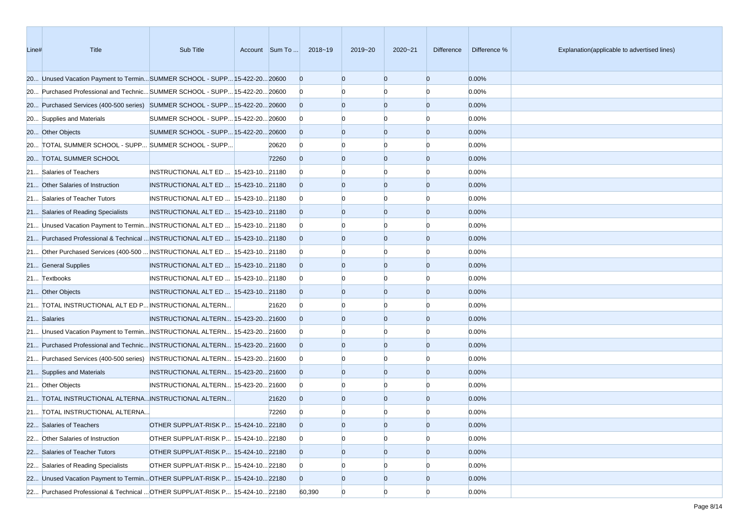| Line# | Title | Sub Title | Account | Sum To ... | 2018~19 | 2019~20 | 2020~21 | Difference | Difference % | Explanation(applicable to advertised lines) |
|---|---|---|---|---|---|---|---|---|---|---|
| 20... | Unused Vacation Payment to Termin... | SUMMER SCHOOL - SUPP... | 15-422-20... | 20600 | 0 | 0 | 0 | 0 | 0.00% | |
| 20... | Purchased Professional and Technic... | SUMMER SCHOOL - SUPP... | 15-422-20... | 20600 | 0 | 0 | 0 | 0 | 0.00% | |
| 20... | Purchased Services (400-500 series) | SUMMER SCHOOL - SUPP... | 15-422-20... | 20600 | 0 | 0 | 0 | 0 | 0.00% | |
| 20... | Supplies and Materials | SUMMER SCHOOL - SUPP... | 15-422-20... | 20600 | 0 | 0 | 0 | 0 | 0.00% | |
| 20... | Other Objects | SUMMER SCHOOL - SUPP... | 15-422-20... | 20600 | 0 | 0 | 0 | 0 | 0.00% | |
| 20... | TOTAL SUMMER SCHOOL - SUPP... | SUMMER SCHOOL - SUPP... | | 20620 | 0 | 0 | 0 | 0 | 0.00% | |
| 20... | TOTAL SUMMER SCHOOL | | | 72260 | 0 | 0 | 0 | 0 | 0.00% | |
| 21... | Salaries of Teachers | INSTRUCTIONAL ALT ED ... | 15-423-10... | 21180 | 0 | 0 | 0 | 0 | 0.00% | |
| 21... | Other Salaries of Instruction | INSTRUCTIONAL ALT ED ... | 15-423-10... | 21180 | 0 | 0 | 0 | 0 | 0.00% | |
| 21... | Salaries of Teacher Tutors | INSTRUCTIONAL ALT ED ... | 15-423-10... | 21180 | 0 | 0 | 0 | 0 | 0.00% | |
| 21... | Salaries of Reading Specialists | INSTRUCTIONAL ALT ED ... | 15-423-10... | 21180 | 0 | 0 | 0 | 0 | 0.00% | |
| 21... | Unused Vacation Payment to Termin... | INSTRUCTIONAL ALT ED ... | 15-423-10... | 21180 | 0 | 0 | 0 | 0 | 0.00% | |
| 21... | Purchased Professional & Technical ... | INSTRUCTIONAL ALT ED ... | 15-423-10... | 21180 | 0 | 0 | 0 | 0 | 0.00% | |
| 21... | Other Purchased Services (400-500 ... | INSTRUCTIONAL ALT ED ... | 15-423-10... | 21180 | 0 | 0 | 0 | 0 | 0.00% | |
| 21... | General Supplies | INSTRUCTIONAL ALT ED ... | 15-423-10... | 21180 | 0 | 0 | 0 | 0 | 0.00% | |
| 21... | Textbooks | INSTRUCTIONAL ALT ED ... | 15-423-10... | 21180 | 0 | 0 | 0 | 0 | 0.00% | |
| 21... | Other Objects | INSTRUCTIONAL ALT ED ... | 15-423-10... | 21180 | 0 | 0 | 0 | 0 | 0.00% | |
| 21... | TOTAL INSTRUCTIONAL ALT ED P... | INSTRUCTIONAL ALTERN... | | 21620 | 0 | 0 | 0 | 0 | 0.00% | |
| 21... | Salaries | INSTRUCTIONAL ALTERN... | 15-423-20... | 21600 | 0 | 0 | 0 | 0 | 0.00% | |
| 21... | Unused Vacation Payment to Termin... | INSTRUCTIONAL ALTERN... | 15-423-20... | 21600 | 0 | 0 | 0 | 0 | 0.00% | |
| 21... | Purchased Professional and Technic... | INSTRUCTIONAL ALTERN... | 15-423-20... | 21600 | 0 | 0 | 0 | 0 | 0.00% | |
| 21... | Purchased Services (400-500 series) | INSTRUCTIONAL ALTERN... | 15-423-20... | 21600 | 0 | 0 | 0 | 0 | 0.00% | |
| 21... | Supplies and Materials | INSTRUCTIONAL ALTERN... | 15-423-20... | 21600 | 0 | 0 | 0 | 0 | 0.00% | |
| 21... | Other Objects | INSTRUCTIONAL ALTERN... | 15-423-20... | 21600 | 0 | 0 | 0 | 0 | 0.00% | |
| 21... | TOTAL INSTRUCTIONAL ALTERNA... | INSTRUCTIONAL ALTERN... | | 21620 | 0 | 0 | 0 | 0 | 0.00% | |
| 21... | TOTAL INSTRUCTIONAL ALTERNA... | | | 72260 | 0 | 0 | 0 | 0 | 0.00% | |
| 22... | Salaries of Teachers | OTHER SUPPL/AT-RISK P... | 15-424-10... | 22180 | 0 | 0 | 0 | 0 | 0.00% | |
| 22... | Other Salaries of Instruction | OTHER SUPPL/AT-RISK P... | 15-424-10... | 22180 | 0 | 0 | 0 | 0 | 0.00% | |
| 22... | Salaries of Teacher Tutors | OTHER SUPPL/AT-RISK P... | 15-424-10... | 22180 | 0 | 0 | 0 | 0 | 0.00% | |
| 22... | Salaries of Reading Specialists | OTHER SUPPL/AT-RISK P... | 15-424-10... | 22180 | 0 | 0 | 0 | 0 | 0.00% | |
| 22... | Unused Vacation Payment to Termin... | OTHER SUPPL/AT-RISK P... | 15-424-10... | 22180 | 0 | 0 | 0 | 0 | 0.00% | |
| 22... | Purchased Professional & Technical ... | OTHER SUPPL/AT-RISK P... | 15-424-10... | 22180 | 60,390 | 0 | 0 | 0 | 0.00% | |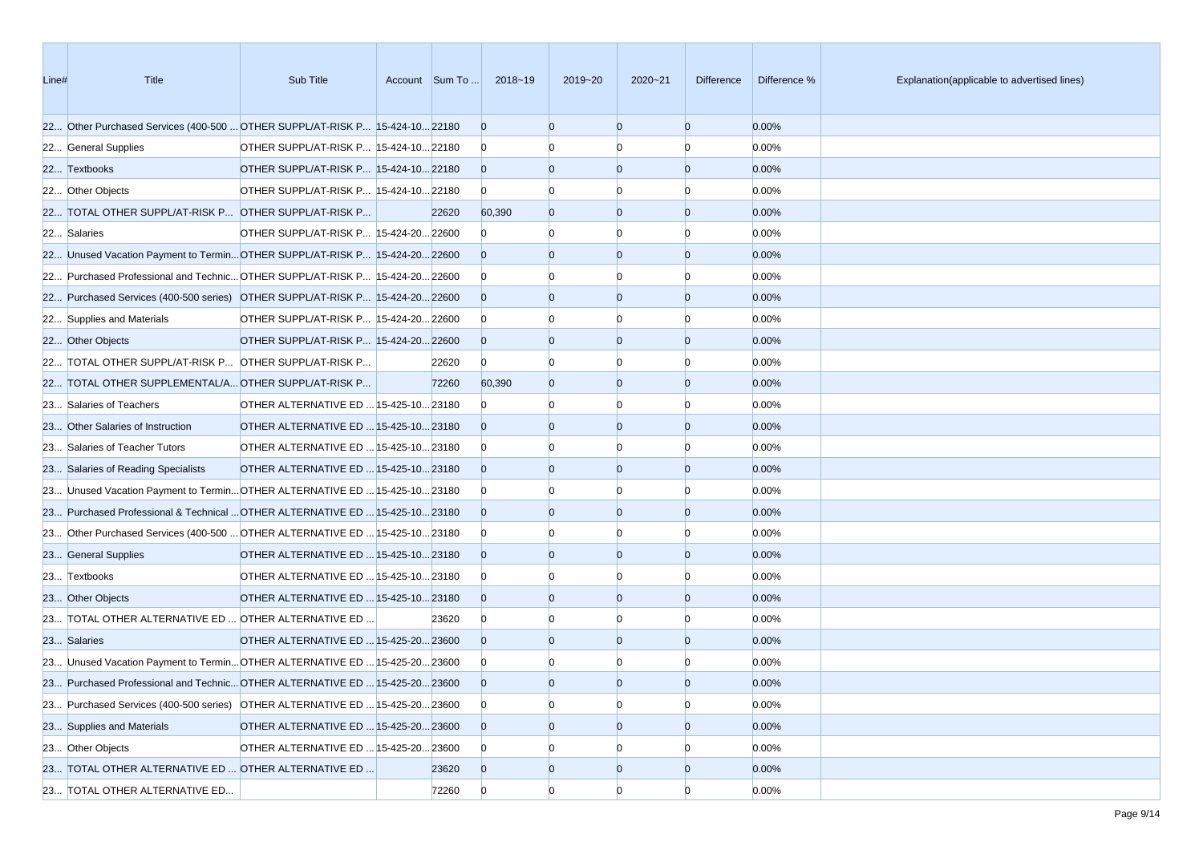| Line# | Title | Sub Title | Account | Sum To ... | 2018~19 | 2019~20 | 2020~21 | Difference | Difference % | Explanation(applicable to advertised lines) |
|---|---|---|---|---|---|---|---|---|---|---|
| 22... | Other Purchased Services (400-500 ... | OTHER SUPPL/AT-RISK P... | 15-424-10... | 22180 | 0 | 0 | 0 | 0 | 0.00% | |
| 22... | General Supplies | OTHER SUPPL/AT-RISK P... | 15-424-10... | 22180 | 0 | 0 | 0 | 0 | 0.00% | |
| 22... | Textbooks | OTHER SUPPL/AT-RISK P... | 15-424-10... | 22180 | 0 | 0 | 0 | 0 | 0.00% | |
| 22... | Other Objects | OTHER SUPPL/AT-RISK P... | 15-424-10... | 22180 | 0 | 0 | 0 | 0 | 0.00% | |
| 22... | TOTAL OTHER SUPPL/AT-RISK P... | OTHER SUPPL/AT-RISK P... | | 22620 | 60,390 | 0 | 0 | 0 | 0.00% | |
| 22... | Salaries | OTHER SUPPL/AT-RISK P... | 15-424-20... | 22600 | 0 | 0 | 0 | 0 | 0.00% | |
| 22... | Unused Vacation Payment to Termin... | OTHER SUPPL/AT-RISK P... | 15-424-20... | 22600 | 0 | 0 | 0 | 0 | 0.00% | |
| 22... | Purchased Professional and Technic... | OTHER SUPPL/AT-RISK P... | 15-424-20... | 22600 | 0 | 0 | 0 | 0 | 0.00% | |
| 22... | Purchased Services (400-500 series) | OTHER SUPPL/AT-RISK P... | 15-424-20... | 22600 | 0 | 0 | 0 | 0 | 0.00% | |
| 22... | Supplies and Materials | OTHER SUPPL/AT-RISK P... | 15-424-20... | 22600 | 0 | 0 | 0 | 0 | 0.00% | |
| 22... | Other Objects | OTHER SUPPL/AT-RISK P... | 15-424-20... | 22600 | 0 | 0 | 0 | 0 | 0.00% | |
| 22... | TOTAL OTHER SUPPL/AT-RISK P... | OTHER SUPPL/AT-RISK P... | | 22620 | 0 | 0 | 0 | 0 | 0.00% | |
| 22... | TOTAL OTHER SUPPLEMENTAL/A... | OTHER SUPPL/AT-RISK P... | | 72260 | 60,390 | 0 | 0 | 0 | 0.00% | |
| 23... | Salaries of Teachers | OTHER ALTERNATIVE ED ... | 15-425-10... | 23180 | 0 | 0 | 0 | 0 | 0.00% | |
| 23... | Other Salaries of Instruction | OTHER ALTERNATIVE ED ... | 15-425-10... | 23180 | 0 | 0 | 0 | 0 | 0.00% | |
| 23... | Salaries of Teacher Tutors | OTHER ALTERNATIVE ED ... | 15-425-10... | 23180 | 0 | 0 | 0 | 0 | 0.00% | |
| 23... | Salaries of Reading Specialists | OTHER ALTERNATIVE ED ... | 15-425-10... | 23180 | 0 | 0 | 0 | 0 | 0.00% | |
| 23... | Unused Vacation Payment to Termin... | OTHER ALTERNATIVE ED ... | 15-425-10... | 23180 | 0 | 0 | 0 | 0 | 0.00% | |
| 23... | Purchased Professional & Technical ... | OTHER ALTERNATIVE ED ... | 15-425-10... | 23180 | 0 | 0 | 0 | 0 | 0.00% | |
| 23... | Other Purchased Services (400-500 ... | OTHER ALTERNATIVE ED ... | 15-425-10... | 23180 | 0 | 0 | 0 | 0 | 0.00% | |
| 23... | General Supplies | OTHER ALTERNATIVE ED ... | 15-425-10... | 23180 | 0 | 0 | 0 | 0 | 0.00% | |
| 23... | Textbooks | OTHER ALTERNATIVE ED ... | 15-425-10... | 23180 | 0 | 0 | 0 | 0 | 0.00% | |
| 23... | Other Objects | OTHER ALTERNATIVE ED ... | 15-425-10... | 23180 | 0 | 0 | 0 | 0 | 0.00% | |
| 23... | TOTAL OTHER ALTERNATIVE ED ... | OTHER ALTERNATIVE ED ... | | 23620 | 0 | 0 | 0 | 0 | 0.00% | |
| 23... | Salaries | OTHER ALTERNATIVE ED ... | 15-425-20... | 23600 | 0 | 0 | 0 | 0 | 0.00% | |
| 23... | Unused Vacation Payment to Termin... | OTHER ALTERNATIVE ED ... | 15-425-20... | 23600 | 0 | 0 | 0 | 0 | 0.00% | |
| 23... | Purchased Professional and Technic... | OTHER ALTERNATIVE ED ... | 15-425-20... | 23600 | 0 | 0 | 0 | 0 | 0.00% | |
| 23... | Purchased Services (400-500 series) | OTHER ALTERNATIVE ED ... | 15-425-20... | 23600 | 0 | 0 | 0 | 0 | 0.00% | |
| 23... | Supplies and Materials | OTHER ALTERNATIVE ED ... | 15-425-20... | 23600 | 0 | 0 | 0 | 0 | 0.00% | |
| 23... | Other Objects | OTHER ALTERNATIVE ED ... | 15-425-20... | 23600 | 0 | 0 | 0 | 0 | 0.00% | |
| 23... | TOTAL OTHER ALTERNATIVE ED ... | OTHER ALTERNATIVE ED ... | | 23620 | 0 | 0 | 0 | 0 | 0.00% | |
| 23... | TOTAL OTHER ALTERNATIVE ED... | | | 72260 | 0 | 0 | 0 | 0 | 0.00% | |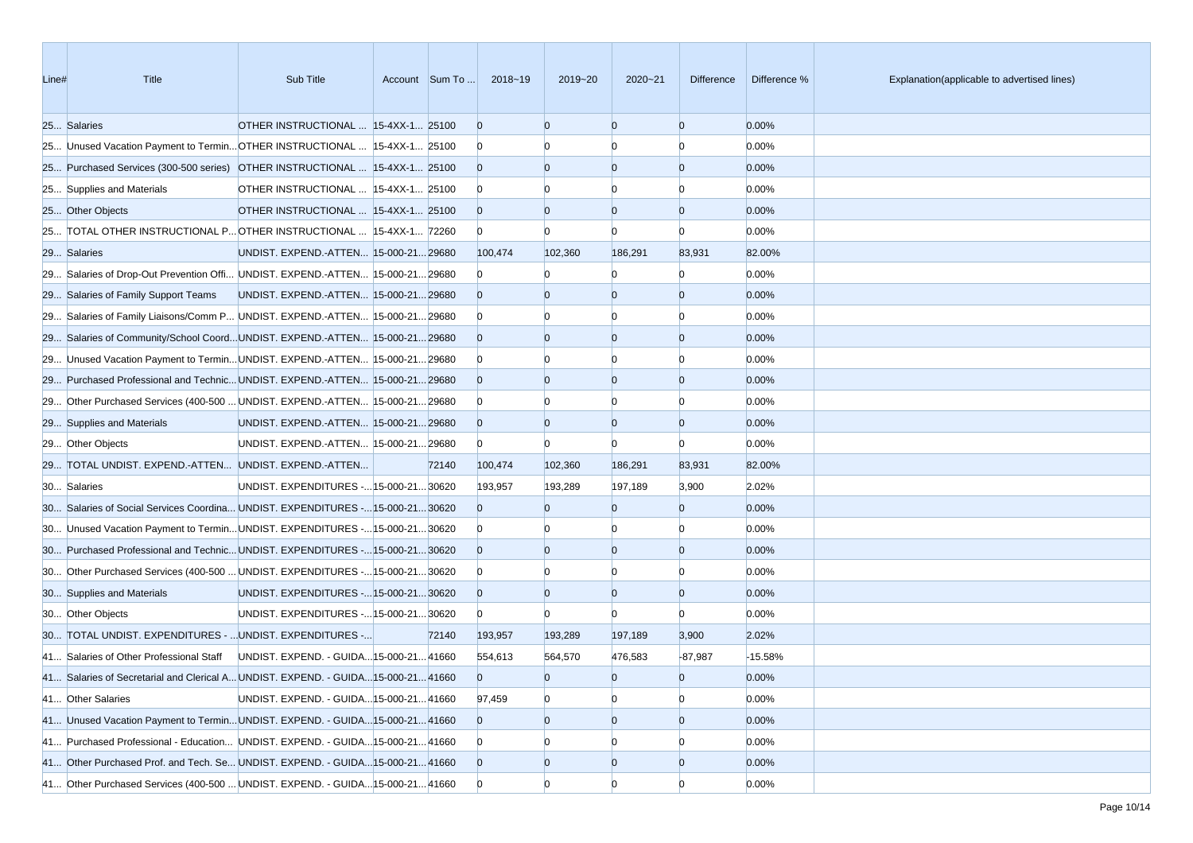| Line# | Title | Sub Title | Account | Sum To ... | 2018~19 | 2019~20 | 2020~21 | Difference | Difference % | Explanation(applicable to advertised lines) |
|---|---|---|---|---|---|---|---|---|---|---|
| 25... | Salaries | OTHER INSTRUCTIONAL ... | 15-4XX-1... | 25100 | 0 | 0 | 0 | 0 | 0.00% | |
| 25... | Unused Vacation Payment to Termin... | OTHER INSTRUCTIONAL ... | 15-4XX-1... | 25100 | 0 | 0 | 0 | 0 | 0.00% | |
| 25... | Purchased Services (300-500 series) | OTHER INSTRUCTIONAL ... | 15-4XX-1... | 25100 | 0 | 0 | 0 | 0 | 0.00% | |
| 25... | Supplies and Materials | OTHER INSTRUCTIONAL ... | 15-4XX-1... | 25100 | 0 | 0 | 0 | 0 | 0.00% | |
| 25... | Other Objects | OTHER INSTRUCTIONAL ... | 15-4XX-1... | 25100 | 0 | 0 | 0 | 0 | 0.00% | |
| 25... | TOTAL OTHER INSTRUCTIONAL P... | OTHER INSTRUCTIONAL ... | 15-4XX-1... | 72260 | 0 | 0 | 0 | 0 | 0.00% | |
| 29... | Salaries | UNDIST. EXPEND.-ATTEN... | 15-000-21... | 29680 | 100,474 | 102,360 | 186,291 | 83,931 | 82.00% | |
| 29... | Salaries of Drop-Out Prevention Offi... | UNDIST. EXPEND.-ATTEN... | 15-000-21... | 29680 | 0 | 0 | 0 | 0 | 0.00% | |
| 29... | Salaries of Family Support Teams | UNDIST. EXPEND.-ATTEN... | 15-000-21... | 29680 | 0 | 0 | 0 | 0 | 0.00% | |
| 29... | Salaries of Family Liaisons/Comm P... | UNDIST. EXPEND.-ATTEN... | 15-000-21... | 29680 | 0 | 0 | 0 | 0 | 0.00% | |
| 29... | Salaries of Community/School Coord... | UNDIST. EXPEND.-ATTEN... | 15-000-21... | 29680 | 0 | 0 | 0 | 0 | 0.00% | |
| 29... | Unused Vacation Payment to Termin... | UNDIST. EXPEND.-ATTEN... | 15-000-21... | 29680 | 0 | 0 | 0 | 0 | 0.00% | |
| 29... | Purchased Professional and Technic... | UNDIST. EXPEND.-ATTEN... | 15-000-21... | 29680 | 0 | 0 | 0 | 0 | 0.00% | |
| 29... | Other Purchased Services (400-500 ... | UNDIST. EXPEND.-ATTEN... | 15-000-21... | 29680 | 0 | 0 | 0 | 0 | 0.00% | |
| 29... | Supplies and Materials | UNDIST. EXPEND.-ATTEN... | 15-000-21... | 29680 | 0 | 0 | 0 | 0 | 0.00% | |
| 29... | Other Objects | UNDIST. EXPEND.-ATTEN... | 15-000-21... | 29680 | 0 | 0 | 0 | 0 | 0.00% | |
| 29... | TOTAL UNDIST. EXPEND.-ATTEN... | UNDIST. EXPEND.-ATTEN... | | 72140 | 100,474 | 102,360 | 186,291 | 83,931 | 82.00% | |
| 30... | Salaries | UNDIST. EXPENDITURES -... | 15-000-21... | 30620 | 193,957 | 193,289 | 197,189 | 3,900 | 2.02% | |
| 30... | Salaries of Social Services Coordina... | UNDIST. EXPENDITURES -... | 15-000-21... | 30620 | 0 | 0 | 0 | 0 | 0.00% | |
| 30... | Unused Vacation Payment to Termin... | UNDIST. EXPENDITURES -... | 15-000-21... | 30620 | 0 | 0 | 0 | 0 | 0.00% | |
| 30... | Purchased Professional and Technic... | UNDIST. EXPENDITURES -... | 15-000-21... | 30620 | 0 | 0 | 0 | 0 | 0.00% | |
| 30... | Other Purchased Services (400-500 ... | UNDIST. EXPENDITURES -... | 15-000-21... | 30620 | 0 | 0 | 0 | 0 | 0.00% | |
| 30... | Supplies and Materials | UNDIST. EXPENDITURES -... | 15-000-21... | 30620 | 0 | 0 | 0 | 0 | 0.00% | |
| 30... | Other Objects | UNDIST. EXPENDITURES -... | 15-000-21... | 30620 | 0 | 0 | 0 | 0 | 0.00% | |
| 30... | TOTAL UNDIST. EXPENDITURES - ... | UNDIST. EXPENDITURES -... | | 72140 | 193,957 | 193,289 | 197,189 | 3,900 | 2.02% | |
| 41... | Salaries of Other Professional Staff | UNDIST. EXPEND. - GUIDA... | 15-000-21... | 41660 | 554,613 | 564,570 | 476,583 | -87,987 | -15.58% | |
| 41... | Salaries of Secretarial and Clerical A... | UNDIST. EXPEND. - GUIDA... | 15-000-21... | 41660 | 0 | 0 | 0 | 0 | 0.00% | |
| 41... | Other Salaries | UNDIST. EXPEND. - GUIDA... | 15-000-21... | 41660 | 97,459 | 0 | 0 | 0 | 0.00% | |
| 41... | Unused Vacation Payment to Termin... | UNDIST. EXPEND. - GUIDA... | 15-000-21... | 41660 | 0 | 0 | 0 | 0 | 0.00% | |
| 41... | Purchased Professional - Education... | UNDIST. EXPEND. - GUIDA... | 15-000-21... | 41660 | 0 | 0 | 0 | 0 | 0.00% | |
| 41... | Other Purchased Prof. and Tech. Se... | UNDIST. EXPEND. - GUIDA... | 15-000-21... | 41660 | 0 | 0 | 0 | 0 | 0.00% | |
| 41... | Other Purchased Services (400-500 ... | UNDIST. EXPEND. - GUIDA... | 15-000-21... | 41660 | 0 | 0 | 0 | 0 | 0.00% | |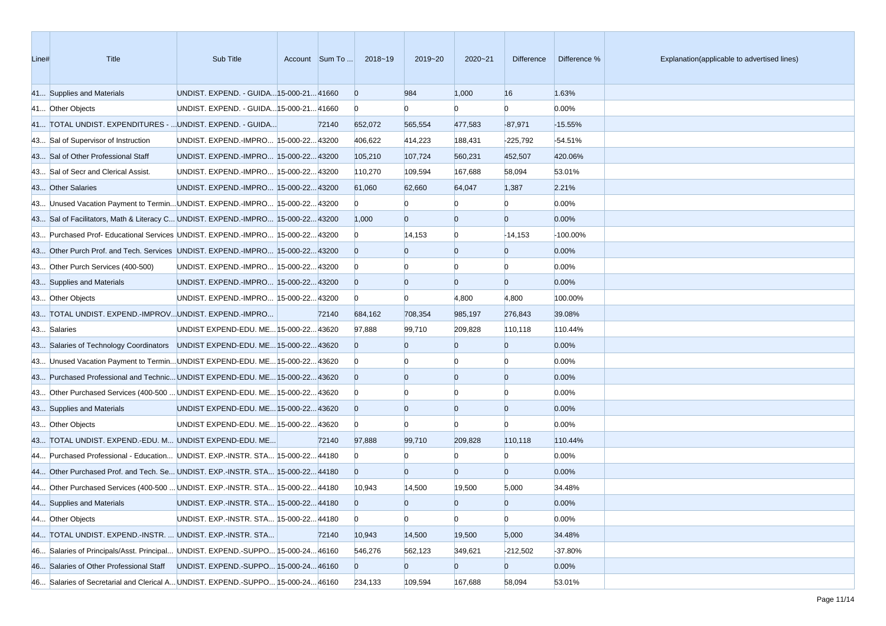| Line# | Title | Sub Title | Account | Sum To ... | 2018~19 | 2019~20 | 2020~21 | Difference | Difference % | Explanation(applicable to advertised lines) |
|---|---|---|---|---|---|---|---|---|---|---|
| 41... | Supplies and Materials | UNDIST. EXPEND. - GUIDA... | 15-000-21... | 41660 | 0 | 984 | 1,000 | 16 | 1.63% | |
| 41... | Other Objects | UNDIST. EXPEND. - GUIDA... | 15-000-21... | 41660 | 0 | 0 | 0 | 0 | 0.00% | |
| 41... | TOTAL UNDIST. EXPENDITURES - ... | UNDIST. EXPEND. - GUIDA... | | 72140 | 652,072 | 565,554 | 477,583 | -87,971 | -15.55% | |
| 43... | Sal of Supervisor of Instruction | UNDIST. EXPEND.-IMPRO... | 15-000-22... | 43200 | 406,622 | 414,223 | 188,431 | -225,792 | -54.51% | |
| 43... | Sal of Other Professional Staff | UNDIST. EXPEND.-IMPRO... | 15-000-22... | 43200 | 105,210 | 107,724 | 560,231 | 452,507 | 420.06% | |
| 43... | Sal of Secr and Clerical Assist. | UNDIST. EXPEND.-IMPRO... | 15-000-22... | 43200 | 110,270 | 109,594 | 167,688 | 58,094 | 53.01% | |
| 43... | Other Salaries | UNDIST. EXPEND.-IMPRO... | 15-000-22... | 43200 | 61,060 | 62,660 | 64,047 | 1,387 | 2.21% | |
| 43... | Unused Vacation Payment to Termin... | UNDIST. EXPEND.-IMPRO... | 15-000-22... | 43200 | 0 | 0 | 0 | 0 | 0.00% | |
| 43... | Sal of Facilitators, Math & Literacy C... | UNDIST. EXPEND.-IMPRO... | 15-000-22... | 43200 | 1,000 | 0 | 0 | 0 | 0.00% | |
| 43... | Purchased Prof- Educational Services | UNDIST. EXPEND.-IMPRO... | 15-000-22... | 43200 | 0 | 14,153 | 0 | -14,153 | -100.00% | |
| 43... | Other Purch Prof. and Tech. Services | UNDIST. EXPEND.-IMPRO... | 15-000-22... | 43200 | 0 | 0 | 0 | 0 | 0.00% | |
| 43... | Other Purch Services (400-500) | UNDIST. EXPEND.-IMPRO... | 15-000-22... | 43200 | 0 | 0 | 0 | 0 | 0.00% | |
| 43... | Supplies and Materials | UNDIST. EXPEND.-IMPRO... | 15-000-22... | 43200 | 0 | 0 | 0 | 0 | 0.00% | |
| 43... | Other Objects | UNDIST. EXPEND.-IMPRO... | 15-000-22... | 43200 | 0 | 0 | 4,800 | 4,800 | 100.00% | |
| 43... | TOTAL UNDIST. EXPEND.-IMPROV... | UNDIST. EXPEND.-IMPRO... | | 72140 | 684,162 | 708,354 | 985,197 | 276,843 | 39.08% | |
| 43... | Salaries | UNDIST EXPEND-EDU. ME... | 15-000-22... | 43620 | 97,888 | 99,710 | 209,828 | 110,118 | 110.44% | |
| 43... | Salaries of Technology Coordinators | UNDIST EXPEND-EDU. ME... | 15-000-22... | 43620 | 0 | 0 | 0 | 0 | 0.00% | |
| 43... | Unused Vacation Payment to Termin... | UNDIST EXPEND-EDU. ME... | 15-000-22... | 43620 | 0 | 0 | 0 | 0 | 0.00% | |
| 43... | Purchased Professional and Technic... | UNDIST EXPEND-EDU. ME... | 15-000-22... | 43620 | 0 | 0 | 0 | 0 | 0.00% | |
| 43... | Other Purchased Services (400-500 ... | UNDIST EXPEND-EDU. ME... | 15-000-22... | 43620 | 0 | 0 | 0 | 0 | 0.00% | |
| 43... | Supplies and Materials | UNDIST EXPEND-EDU. ME... | 15-000-22... | 43620 | 0 | 0 | 0 | 0 | 0.00% | |
| 43... | Other Objects | UNDIST EXPEND-EDU. ME... | 15-000-22... | 43620 | 0 | 0 | 0 | 0 | 0.00% | |
| 43... | TOTAL UNDIST. EXPEND.-EDU. M... | UNDIST EXPEND-EDU. ME... | | 72140 | 97,888 | 99,710 | 209,828 | 110,118 | 110.44% | |
| 44... | Purchased Professional - Education... | UNDIST. EXP.-INSTR. STA... | 15-000-22... | 44180 | 0 | 0 | 0 | 0 | 0.00% | |
| 44... | Other Purchased Prof. and Tech. Se... | UNDIST. EXP.-INSTR. STA... | 15-000-22... | 44180 | 0 | 0 | 0 | 0 | 0.00% | |
| 44... | Other Purchased Services (400-500 ... | UNDIST. EXP.-INSTR. STA... | 15-000-22... | 44180 | 10,943 | 14,500 | 19,500 | 5,000 | 34.48% | |
| 44... | Supplies and Materials | UNDIST. EXP.-INSTR. STA... | 15-000-22... | 44180 | 0 | 0 | 0 | 0 | 0.00% | |
| 44... | Other Objects | UNDIST. EXP.-INSTR. STA... | 15-000-22... | 44180 | 0 | 0 | 0 | 0 | 0.00% | |
| 44... | TOTAL UNDIST. EXPEND.-INSTR. ... | UNDIST. EXP.-INSTR. STA... | | 72140 | 10,943 | 14,500 | 19,500 | 5,000 | 34.48% | |
| 46... | Salaries of Principals/Asst. Principal... | UNDIST. EXPEND.-SUPPO... | 15-000-24... | 46160 | 546,276 | 562,123 | 349,621 | -212,502 | -37.80% | |
| 46... | Salaries of Other Professional Staff | UNDIST. EXPEND.-SUPPO... | 15-000-24... | 46160 | 0 | 0 | 0 | 0 | 0.00% | |
| 46... | Salaries of Secretarial and Clerical A... | UNDIST. EXPEND.-SUPPO... | 15-000-24... | 46160 | 234,133 | 109,594 | 167,688 | 58,094 | 53.01% | |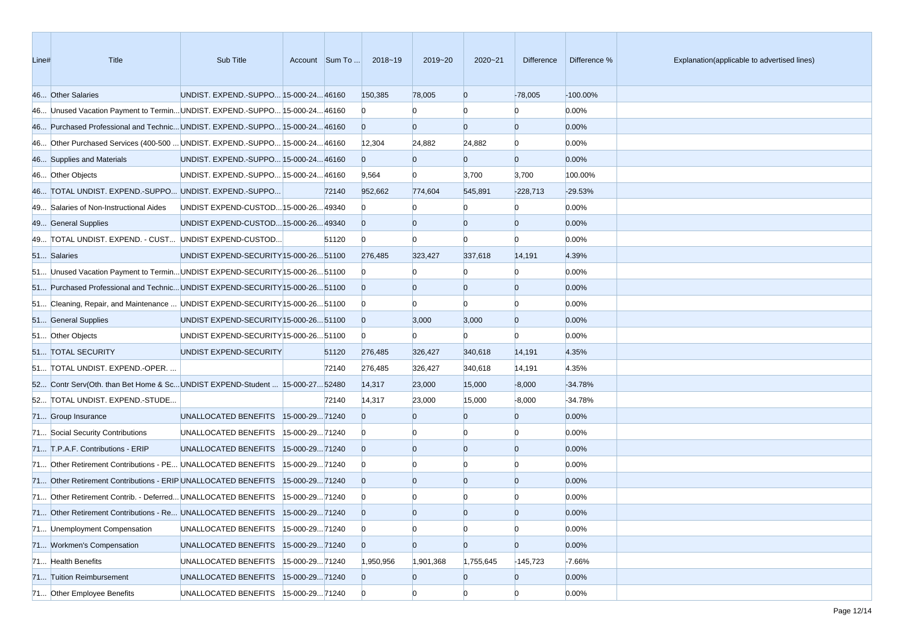| Line# | Title | Sub Title | Account | Sum To ... | 2018~19 | 2019~20 | 2020~21 | Difference | Difference % | Explanation(applicable to advertised lines) |
|---|---|---|---|---|---|---|---|---|---|---|
| 46... | Other Salaries | UNDIST. EXPEND.-SUPPO... | 15-000-24... | 46160 | 150,385 | 78,005 | 0 | -78,005 | -100.00% | |
| 46... | Unused Vacation Payment to Termin... | UNDIST. EXPEND.-SUPPO... | 15-000-24... | 46160 | 0 | 0 | 0 | 0 | 0.00% | |
| 46... | Purchased Professional and Technic... | UNDIST. EXPEND.-SUPPO... | 15-000-24... | 46160 | 0 | 0 | 0 | 0 | 0.00% | |
| 46... | Other Purchased Services (400-500 ... | UNDIST. EXPEND.-SUPPO... | 15-000-24... | 46160 | 12,304 | 24,882 | 24,882 | 0 | 0.00% | |
| 46... | Supplies and Materials | UNDIST. EXPEND.-SUPPO... | 15-000-24... | 46160 | 0 | 0 | 0 | 0 | 0.00% | |
| 46... | Other Objects | UNDIST. EXPEND.-SUPPO... | 15-000-24... | 46160 | 9,564 | 0 | 3,700 | 3,700 | 100.00% | |
| 46... | TOTAL UNDIST. EXPEND.-SUPPO... | UNDIST. EXPEND.-SUPPO... | | 72140 | 952,662 | 774,604 | 545,891 | -228,713 | -29.53% | |
| 49... | Salaries of Non-Instructional Aides | UNDIST EXPEND-CUSTOD... | 15-000-26... | 49340 | 0 | 0 | 0 | 0 | 0.00% | |
| 49... | General Supplies | UNDIST EXPEND-CUSTOD... | 15-000-26... | 49340 | 0 | 0 | 0 | 0 | 0.00% | |
| 49... | TOTAL UNDIST. EXPEND. - CUST... | UNDIST EXPEND-CUSTOD... | | 51120 | 0 | 0 | 0 | 0 | 0.00% | |
| 51... | Salaries | UNDIST EXPEND-SECURITY | 15-000-26... | 51100 | 276,485 | 323,427 | 337,618 | 14,191 | 4.39% | |
| 51... | Unused Vacation Payment to Termin... | UNDIST EXPEND-SECURITY | 15-000-26... | 51100 | 0 | 0 | 0 | 0 | 0.00% | |
| 51... | Purchased Professional and Technic... | UNDIST EXPEND-SECURITY | 15-000-26... | 51100 | 0 | 0 | 0 | 0 | 0.00% | |
| 51... | Cleaning, Repair, and Maintenance ... | UNDIST EXPEND-SECURITY | 15-000-26... | 51100 | 0 | 0 | 0 | 0 | 0.00% | |
| 51... | General Supplies | UNDIST EXPEND-SECURITY | 15-000-26... | 51100 | 0 | 3,000 | 3,000 | 0 | 0.00% | |
| 51... | Other Objects | UNDIST EXPEND-SECURITY | 15-000-26... | 51100 | 0 | 0 | 0 | 0 | 0.00% | |
| 51... | TOTAL SECURITY | UNDIST EXPEND-SECURITY | | 51120 | 276,485 | 326,427 | 340,618 | 14,191 | 4.35% | |
| 51... | TOTAL UNDIST. EXPEND.-OPER. ... | | | 72140 | 276,485 | 326,427 | 340,618 | 14,191 | 4.35% | |
| 52... | Contr Serv(Oth. than Bet Home & Sc... | UNDIST EXPEND-Student ... | 15-000-27... | 52480 | 14,317 | 23,000 | 15,000 | -8,000 | -34.78% | |
| 52... | TOTAL UNDIST. EXPEND.-STUDE... | | | 72140 | 14,317 | 23,000 | 15,000 | -8,000 | -34.78% | |
| 71... | Group Insurance | UNALLOCATED BENEFITS | 15-000-29... | 71240 | 0 | 0 | 0 | 0 | 0.00% | |
| 71... | Social Security Contributions | UNALLOCATED BENEFITS | 15-000-29... | 71240 | 0 | 0 | 0 | 0 | 0.00% | |
| 71... | T.P.A.F. Contributions - ERIP | UNALLOCATED BENEFITS | 15-000-29... | 71240 | 0 | 0 | 0 | 0 | 0.00% | |
| 71... | Other Retirement Contributions - PE... | UNALLOCATED BENEFITS | 15-000-29... | 71240 | 0 | 0 | 0 | 0 | 0.00% | |
| 71... | Other Retirement Contributions - ERIP | UNALLOCATED BENEFITS | 15-000-29... | 71240 | 0 | 0 | 0 | 0 | 0.00% | |
| 71... | Other Retirement Contrib. - Deferred... | UNALLOCATED BENEFITS | 15-000-29... | 71240 | 0 | 0 | 0 | 0 | 0.00% | |
| 71... | Other Retirement Contributions - Re... | UNALLOCATED BENEFITS | 15-000-29... | 71240 | 0 | 0 | 0 | 0 | 0.00% | |
| 71... | Unemployment Compensation | UNALLOCATED BENEFITS | 15-000-29... | 71240 | 0 | 0 | 0 | 0 | 0.00% | |
| 71... | Workmen's Compensation | UNALLOCATED BENEFITS | 15-000-29... | 71240 | 0 | 0 | 0 | 0 | 0.00% | |
| 71... | Health Benefits | UNALLOCATED BENEFITS | 15-000-29... | 71240 | 1,950,956 | 1,901,368 | 1,755,645 | -145,723 | -7.66% | |
| 71... | Tuition Reimbursement | UNALLOCATED BENEFITS | 15-000-29... | 71240 | 0 | 0 | 0 | 0 | 0.00% | |
| 71... | Other Employee Benefits | UNALLOCATED BENEFITS | 15-000-29... | 71240 | 0 | 0 | 0 | 0 | 0.00% | |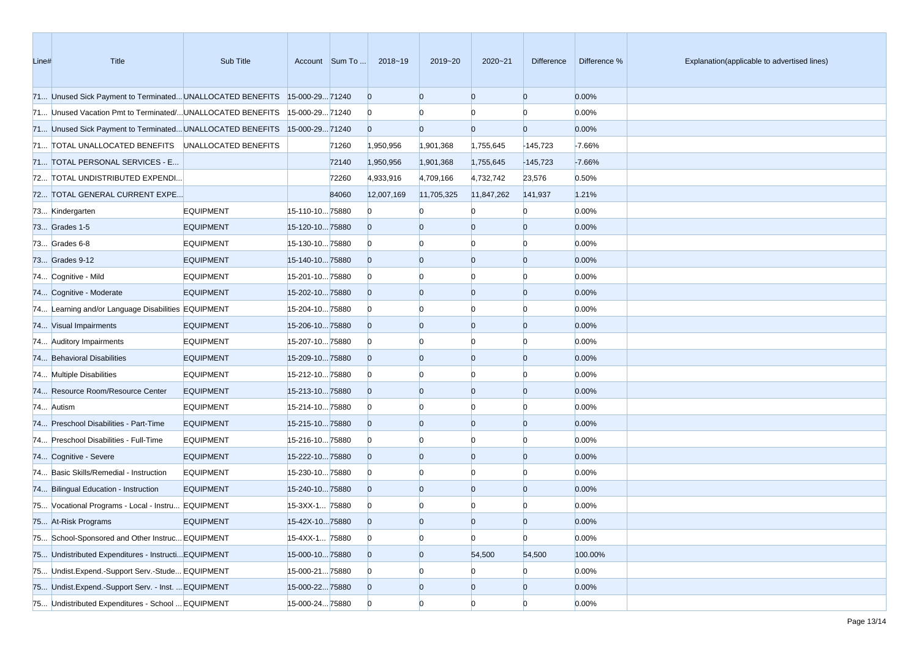| Line# | Title | Sub Title | Account | Sum To ... | 2018~19 | 2019~20 | 2020~21 | Difference | Difference % | Explanation(applicable to advertised lines) |
|---|---|---|---|---|---|---|---|---|---|---|
| 71... | Unused Sick Payment to Terminated... | UNALLOCATED BENEFITS | 15-000-29... | 71240 | 0 | 0 | 0 | 0 | 0.00% | |
| 71... | Unused Vacation Pmt to Terminated/... | UNALLOCATED BENEFITS | 15-000-29... | 71240 | 0 | 0 | 0 | 0 | 0.00% | |
| 71... | Unused Sick Payment to Terminated... | UNALLOCATED BENEFITS | 15-000-29... | 71240 | 0 | 0 | 0 | 0 | 0.00% | |
| 71... | TOTAL UNALLOCATED BENEFITS | UNALLOCATED BENEFITS | | 71260 | 1,950,956 | 1,901,368 | 1,755,645 | -145,723 | -7.66% | |
| 71... | TOTAL PERSONAL SERVICES - E... | | | 72140 | 1,950,956 | 1,901,368 | 1,755,645 | -145,723 | -7.66% | |
| 72... | TOTAL UNDISTRIBUTED EXPENDI... | | | 72260 | 4,933,916 | 4,709,166 | 4,732,742 | 23,576 | 0.50% | |
| 72... | TOTAL GENERAL CURRENT EXPE... | | | 84060 | 12,007,169 | 11,705,325 | 11,847,262 | 141,937 | 1.21% | |
| 73... | Kindergarten | EQUIPMENT | 15-110-10... | 75880 | 0 | 0 | 0 | 0 | 0.00% | |
| 73... | Grades 1-5 | EQUIPMENT | 15-120-10... | 75880 | 0 | 0 | 0 | 0 | 0.00% | |
| 73... | Grades 6-8 | EQUIPMENT | 15-130-10... | 75880 | 0 | 0 | 0 | 0 | 0.00% | |
| 73... | Grades 9-12 | EQUIPMENT | 15-140-10... | 75880 | 0 | 0 | 0 | 0 | 0.00% | |
| 74... | Cognitive - Mild | EQUIPMENT | 15-201-10... | 75880 | 0 | 0 | 0 | 0 | 0.00% | |
| 74... | Cognitive - Moderate | EQUIPMENT | 15-202-10... | 75880 | 0 | 0 | 0 | 0 | 0.00% | |
| 74... | Learning and/or Language Disabilities | EQUIPMENT | 15-204-10... | 75880 | 0 | 0 | 0 | 0 | 0.00% | |
| 74... | Visual Impairments | EQUIPMENT | 15-206-10... | 75880 | 0 | 0 | 0 | 0 | 0.00% | |
| 74... | Auditory Impairments | EQUIPMENT | 15-207-10... | 75880 | 0 | 0 | 0 | 0 | 0.00% | |
| 74... | Behavioral Disabilities | EQUIPMENT | 15-209-10... | 75880 | 0 | 0 | 0 | 0 | 0.00% | |
| 74... | Multiple Disabilities | EQUIPMENT | 15-212-10... | 75880 | 0 | 0 | 0 | 0 | 0.00% | |
| 74... | Resource Room/Resource Center | EQUIPMENT | 15-213-10... | 75880 | 0 | 0 | 0 | 0 | 0.00% | |
| 74... | Autism | EQUIPMENT | 15-214-10... | 75880 | 0 | 0 | 0 | 0 | 0.00% | |
| 74... | Preschool Disabilities - Part-Time | EQUIPMENT | 15-215-10... | 75880 | 0 | 0 | 0 | 0 | 0.00% | |
| 74... | Preschool Disabilities - Full-Time | EQUIPMENT | 15-216-10... | 75880 | 0 | 0 | 0 | 0 | 0.00% | |
| 74... | Cognitive - Severe | EQUIPMENT | 15-222-10... | 75880 | 0 | 0 | 0 | 0 | 0.00% | |
| 74... | Basic Skills/Remedial - Instruction | EQUIPMENT | 15-230-10... | 75880 | 0 | 0 | 0 | 0 | 0.00% | |
| 74... | Bilingual Education - Instruction | EQUIPMENT | 15-240-10... | 75880 | 0 | 0 | 0 | 0 | 0.00% | |
| 75... | Vocational Programs - Local - Instru... | EQUIPMENT | 15-3XX-1... | 75880 | 0 | 0 | 0 | 0 | 0.00% | |
| 75... | At-Risk Programs | EQUIPMENT | 15-42X-10... | 75880 | 0 | 0 | 0 | 0 | 0.00% | |
| 75... | School-Sponsored and Other Instruc... | EQUIPMENT | 15-4XX-1... | 75880 | 0 | 0 | 0 | 0 | 0.00% | |
| 75... | Undistributed Expenditures - Instructi... | EQUIPMENT | 15-000-10... | 75880 | 0 | 0 | 54,500 | 54,500 | 100.00% | |
| 75... | Undist.Expend.-Support Serv.-Stude... | EQUIPMENT | 15-000-21... | 75880 | 0 | 0 | 0 | 0 | 0.00% | |
| 75... | Undist.Expend.-Support Serv. - Inst. ... | EQUIPMENT | 15-000-22... | 75880 | 0 | 0 | 0 | 0 | 0.00% | |
| 75... | Undistributed Expenditures - School ... | EQUIPMENT | 15-000-24... | 75880 | 0 | 0 | 0 | 0 | 0.00% | |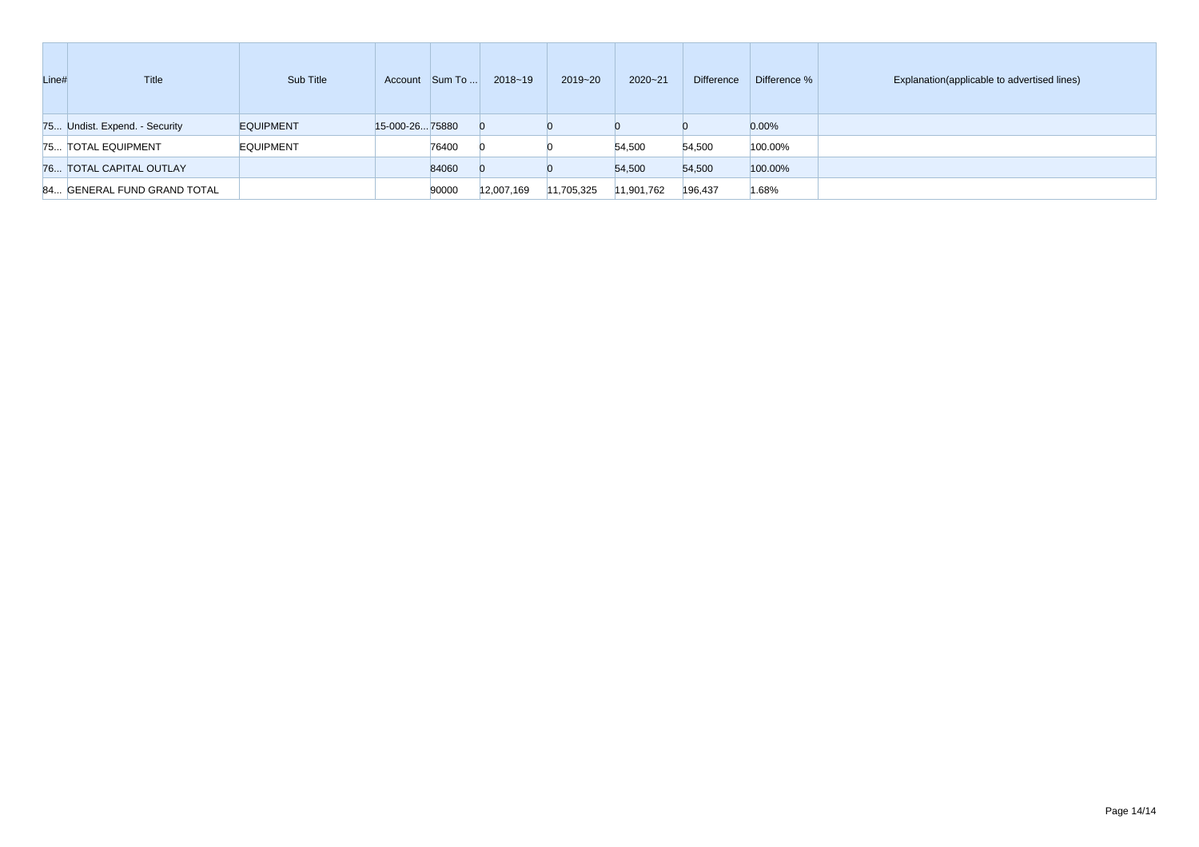| Line# | Title | Sub Title | Account | Sum To ... | 2018~19 | 2019~20 | 2020~21 | Difference | Difference % | Explanation(applicable to advertised lines) |
|---|---|---|---|---|---|---|---|---|---|---|
| 75... | Undist. Expend. - Security | EQUIPMENT | 15-000-26... | 75880 | 0 | 0 | 0 | 0 | 0.00% | |
| 75... | TOTAL EQUIPMENT | EQUIPMENT | | 76400 | 0 | 0 | 54,500 | 54,500 | 100.00% | |
| 76... | TOTAL CAPITAL OUTLAY | | | 84060 | 0 | 0 | 54,500 | 54,500 | 100.00% | |
| 84... | GENERAL FUND GRAND TOTAL | | | 90000 | 12,007,169 | 11,705,325 | 11,901,762 | 196,437 | 1.68% | |